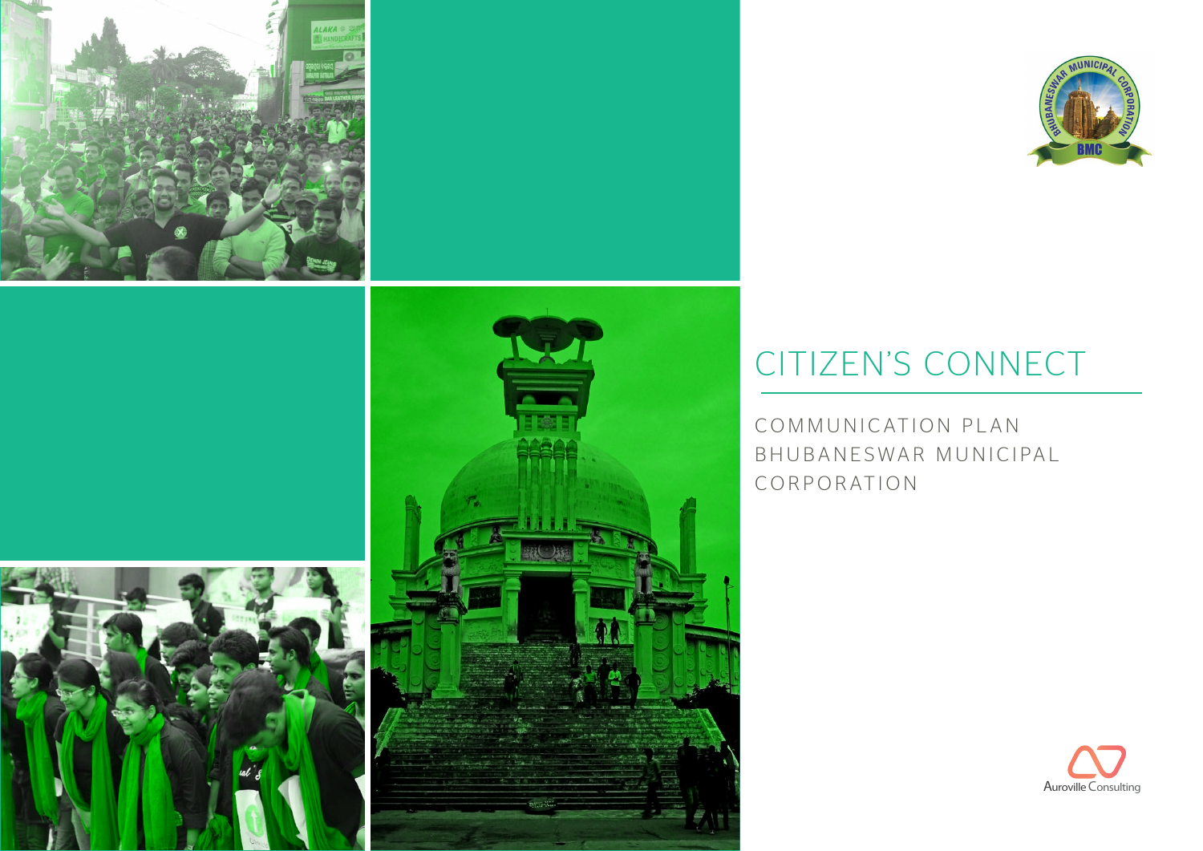# CITIZEN'S CONNECT

COMMUNICATION PLAN
BHUBANESWAR MUNICIPAL CORPORATION

Auroville Consulting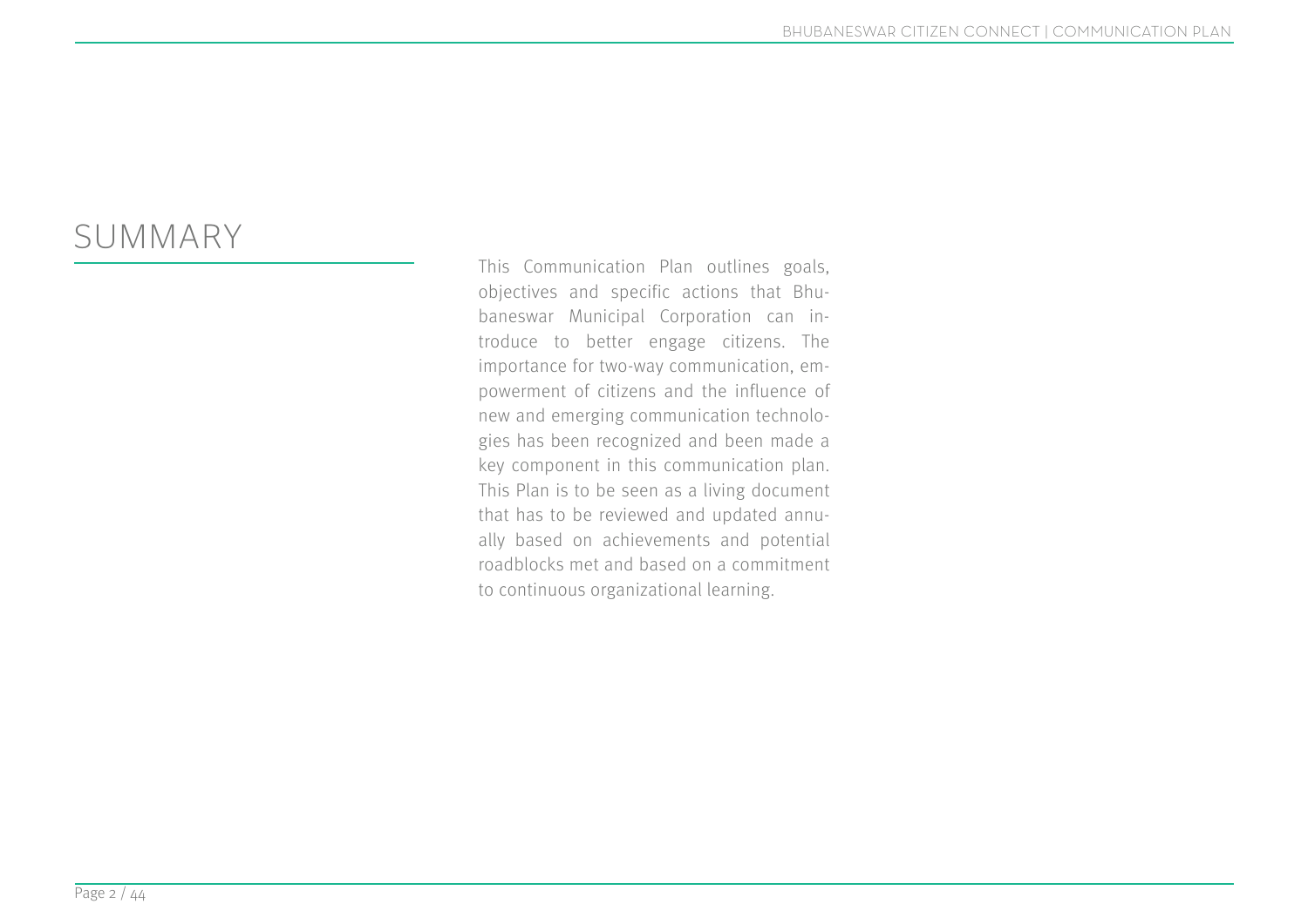# SUMMARY

This Communication Plan outlines goals, objectives and specific actions that Bhubaneswar Municipal Corporation can introduce to better engage citizens. The importance for two-way communication, empowerment of citizens and the influence of new and emerging communication technologies has been recognized and been made a key component in this communication plan. This Plan is to be seen as a living document that has to be reviewed and updated annually based on achievements and potential roadblocks met and based on a commitment to continuous organizational learning.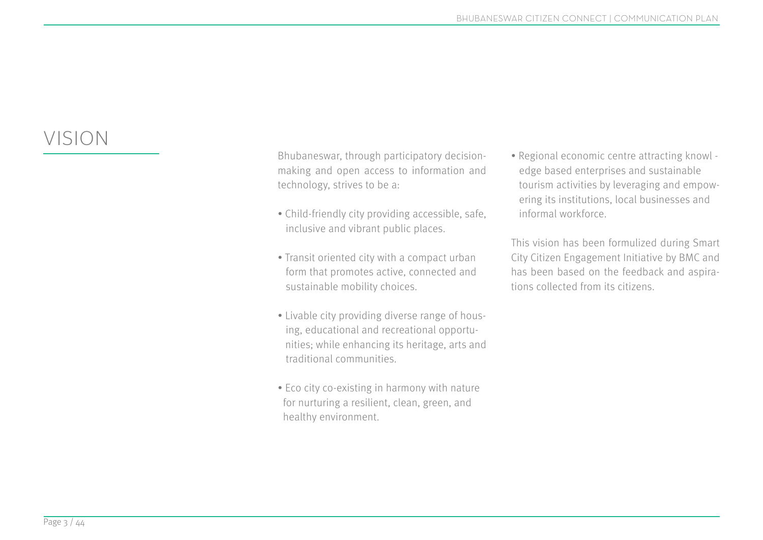# VISION

Bhubaneswar, through participatory decision-making and open access to information and technology, strives to be a:

- Child-friendly city providing accessible, safe, inclusive and vibrant public places.
- Transit oriented city with a compact urban form that promotes active, connected and sustainable mobility choices.
- Livable city providing diverse range of housing, educational and recreational opportunities; while enhancing its heritage, arts and traditional communities.
- Eco city co-existing in harmony with nature for nurturing a resilient, clean, green, and healthy environment.
- Regional economic centre attracting knowledge based enterprises and sustainable tourism activities by leveraging and empowering its institutions, local businesses and informal workforce.

This vision has been formulized during Smart City Citizen Engagement Initiative by BMC and has been based on the feedback and aspirations collected from its citizens.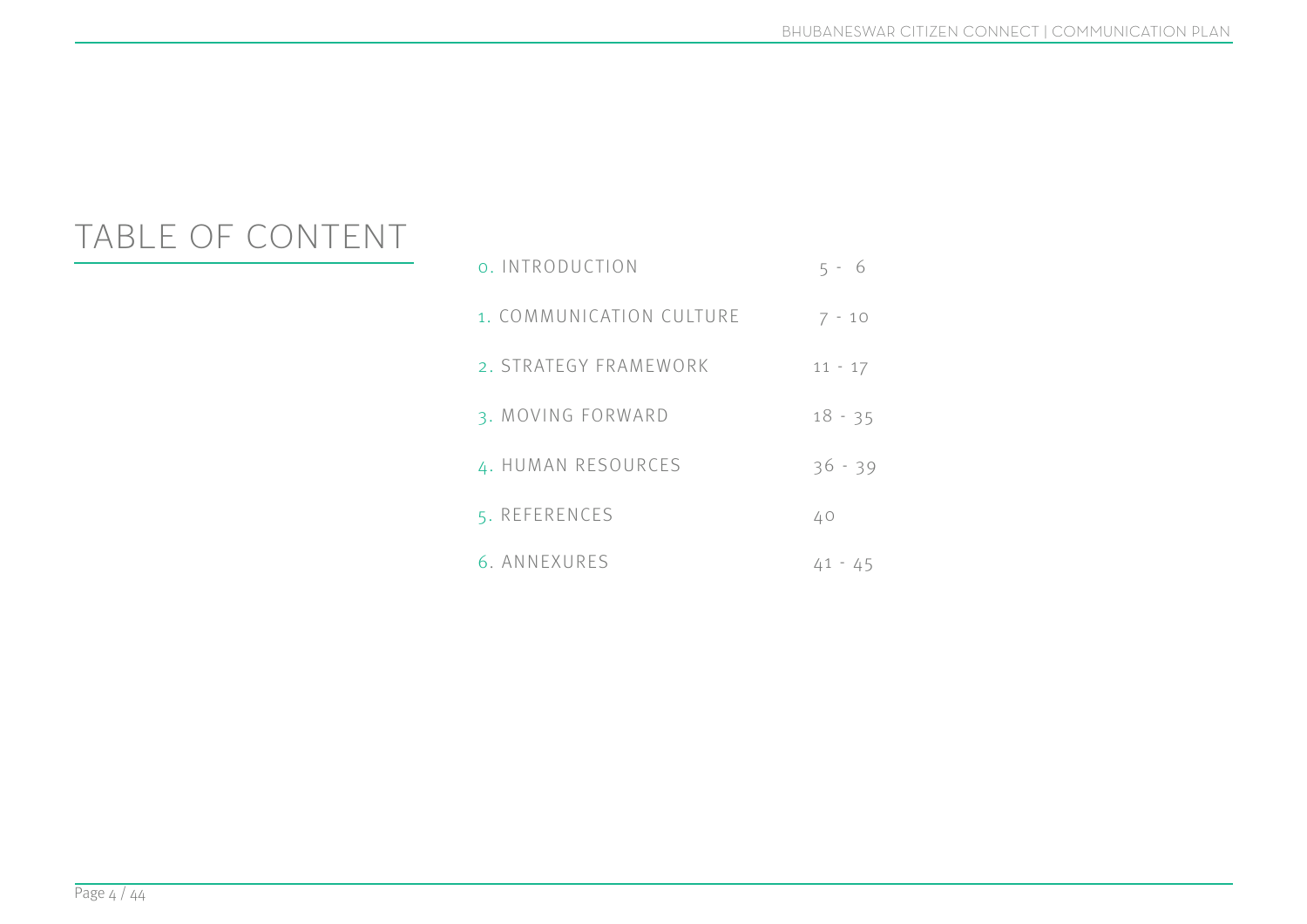# TABLE OF CONTENT

| | |
|---|---|
| 0. INTRODUCTION | 5 - 6 |
| 1. COMMUNICATION CULTURE | 7 - 10 |
| 2. STRATEGY FRAMEWORK | 11 - 17 |
| 3. MOVING FORWARD | 18 - 35 |
| 4. HUMAN RESOURCES | 36 - 39 |
| 5. REFERENCES | 40 |
| 6. ANNEXURES | 41 - 45 |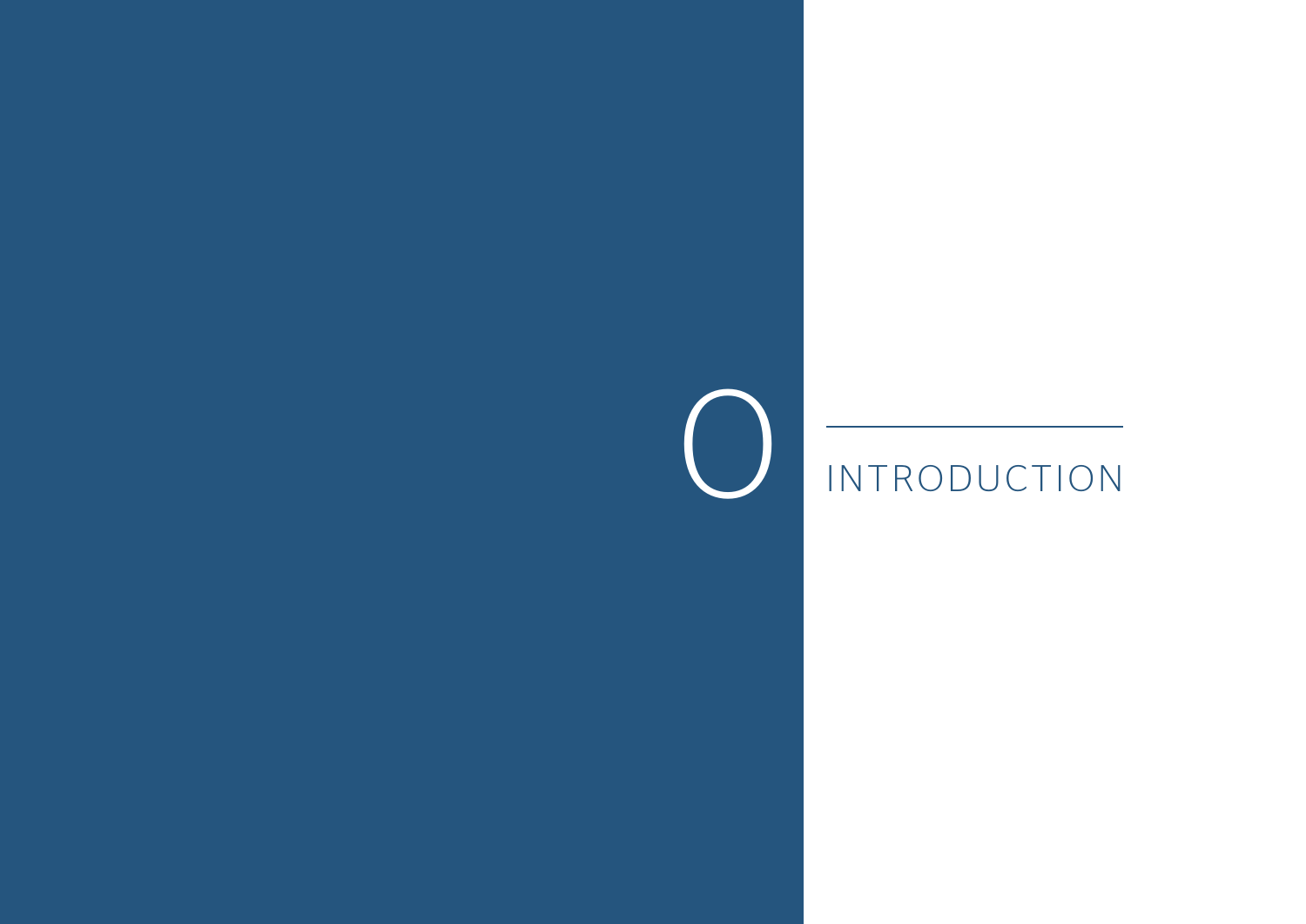# 0 INTRODUCTION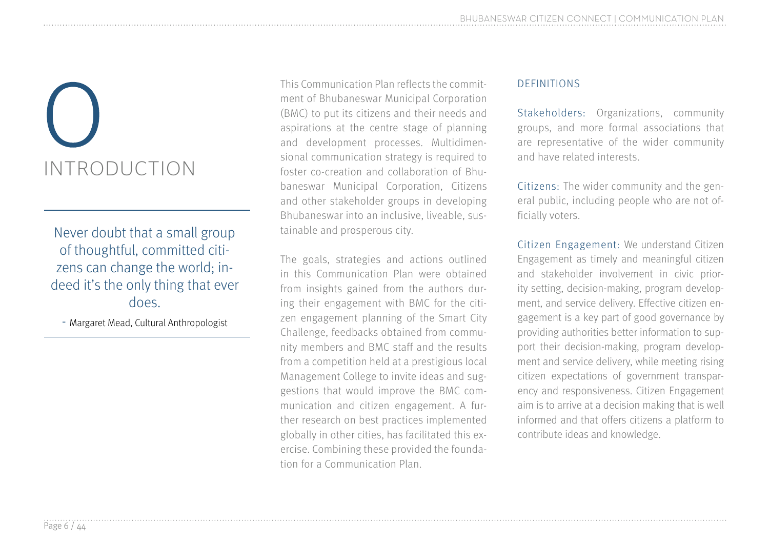# 0 INTRODUCTION

> Never doubt that a small group of thoughtful, committed citizens can change the world; indeed it's the only thing that ever does.
>
> - Margaret Mead, Cultural Anthropologist

This Communication Plan reflects the commitment of Bhubaneswar Municipal Corporation (BMC) to put its citizens and their needs and aspirations at the centre stage of planning and development processes. Multidimensional communication strategy is required to foster co-creation and collaboration of Bhubaneswar Municipal Corporation, Citizens and other stakeholder groups in developing Bhubaneswar into an inclusive, liveable, sustainable and prosperous city.

The goals, strategies and actions outlined in this Communication Plan were obtained from insights gained from the authors during their engagement with BMC for the citizen engagement planning of the Smart City Challenge, feedbacks obtained from community members and BMC staff and the results from a competition held at a prestigious local Management College to invite ideas and suggestions that would improve the BMC communication and citizen engagement. A further research on best practices implemented globally in other cities, has facilitated this exercise. Combining these provided the foundation for a Communication Plan.

## DEFINITIONS

Stakeholders: Organizations, community groups, and more formal associations that are representative of the wider community and have related interests.

Citizens: The wider community and the general public, including people who are not officially voters.

Citizen Engagement: We understand Citizen Engagement as timely and meaningful citizen and stakeholder involvement in civic priority setting, decision-making, program development, and service delivery. Effective citizen engagement is a key part of good governance by providing authorities better information to support their decision-making, program development and service delivery, while meeting rising citizen expectations of government transparency and responsiveness. Citizen Engagement aim is to arrive at a decision making that is well informed and that offers citizens a platform to contribute ideas and knowledge.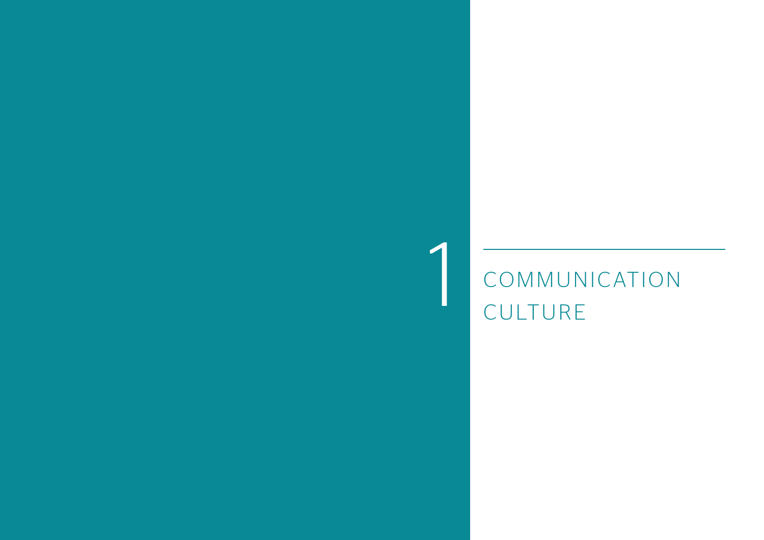# 1 COMMUNICATION CULTURE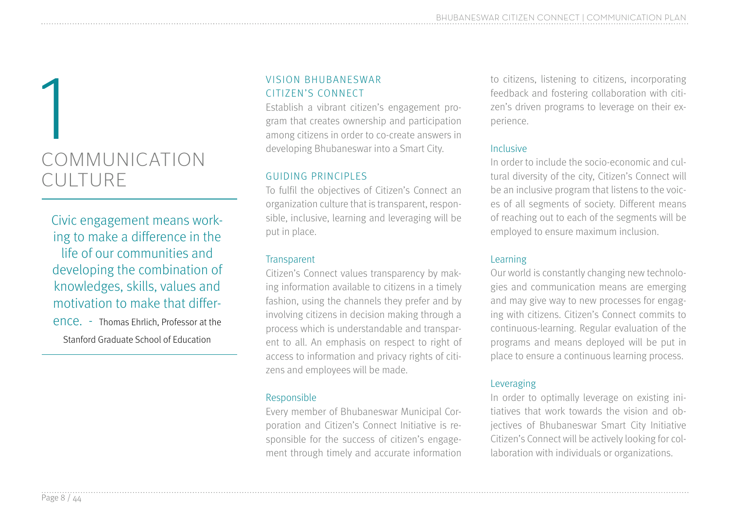# 1 COMMUNICATION CULTURE

> Civic engagement means working to make a difference in the life of our communities and developing the combination of knowledges, skills, values and motivation to make that difference. - Thomas Ehrlich, Professor at the Stanford Graduate School of Education

## VISION BHUBANESWAR CITIZEN'S CONNECT

Establish a vibrant citizen's engagement program that creates ownership and participation among citizens in order to co-create answers in developing Bhubaneswar into a Smart City.

## GUIDING PRINCIPLES

To fulfil the objectives of Citizen's Connect an organization culture that is transparent, responsible, inclusive, learning and leveraging will be put in place.

### Transparent

Citizen's Connect values transparency by making information available to citizens in a timely fashion, using the channels they prefer and by involving citizens in decision making through a process which is understandable and transparent to all. An emphasis on respect to right of access to information and privacy rights of citizens and employees will be made.

### Responsible

Every member of Bhubaneswar Municipal Corporation and Citizen's Connect Initiative is responsible for the success of citizen's engagement through timely and accurate information to citizens, listening to citizens, incorporating feedback and fostering collaboration with citizen's driven programs to leverage on their experience.

### Inclusive

In order to include the socio-economic and cultural diversity of the city, Citizen's Connect will be an inclusive program that listens to the voices of all segments of society. Different means of reaching out to each of the segments will be employed to ensure maximum inclusion.

### Learning

Our world is constantly changing new technologies and communication means are emerging and may give way to new processes for engaging with citizens. Citizen's Connect commits to continuous-learning. Regular evaluation of the programs and means deployed will be put in place to ensure a continuous learning process.

### Leveraging

In order to optimally leverage on existing initiatives that work towards the vision and objectives of Bhubaneswar Smart City Initiative Citizen's Connect will be actively looking for collaboration with individuals or organizations.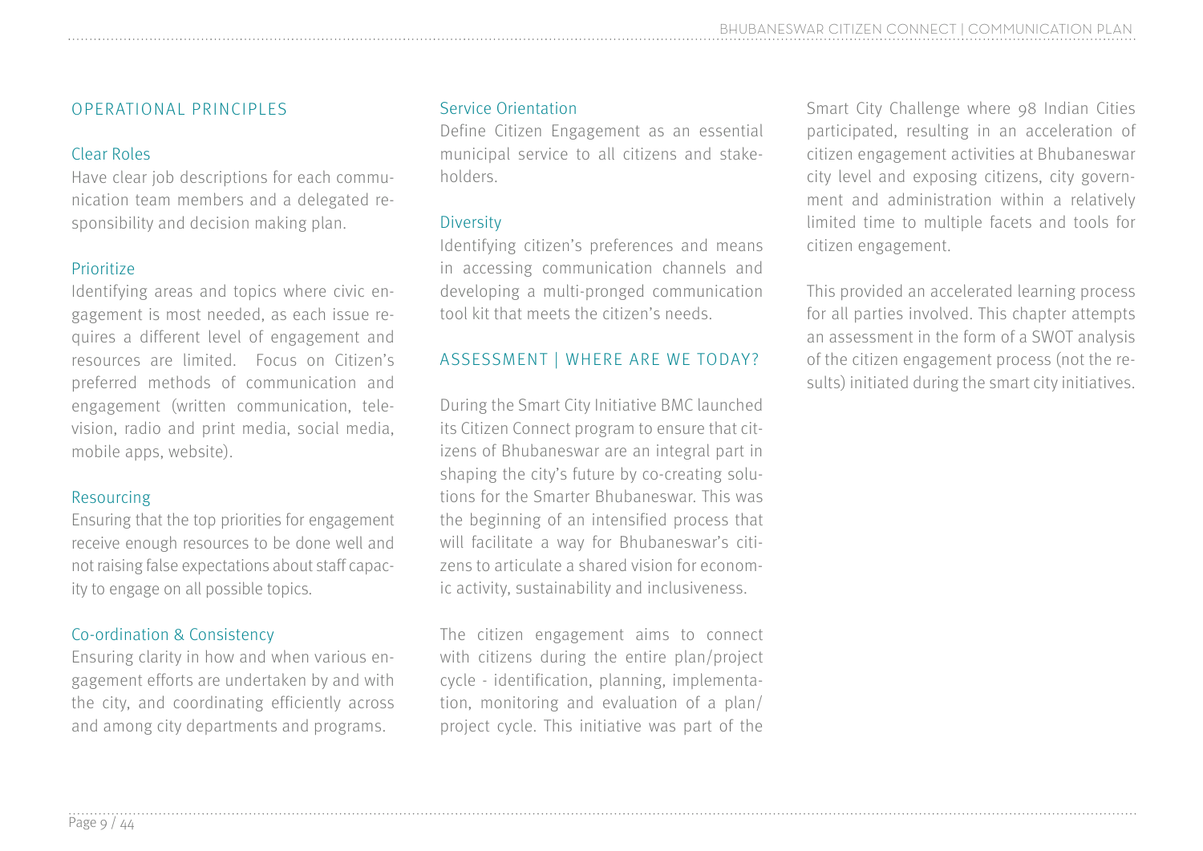## OPERATIONAL PRINCIPLES

### Clear Roles

Have clear job descriptions for each communication team members and a delegated responsibility and decision making plan.

### Prioritize

Identifying areas and topics where civic engagement is most needed, as each issue requires a different level of engagement and resources are limited. Focus on Citizen's preferred methods of communication and engagement (written communication, television, radio and print media, social media, mobile apps, website).

### Resourcing

Ensuring that the top priorities for engagement receive enough resources to be done well and not raising false expectations about staff capacity to engage on all possible topics.

### Co-ordination & Consistency

Ensuring clarity in how and when various engagement efforts are undertaken by and with the city, and coordinating efficiently across and among city departments and programs.

### Service Orientation

Define Citizen Engagement as an essential municipal service to all citizens and stakeholders.

### Diversity

Identifying citizen's preferences and means in accessing communication channels and developing a multi-pronged communication tool kit that meets the citizen's needs.

## ASSESSMENT | WHERE ARE WE TODAY?

During the Smart City Initiative BMC launched its Citizen Connect program to ensure that citizens of Bhubaneswar are an integral part in shaping the city's future by co-creating solutions for the Smarter Bhubaneswar. This was the beginning of an intensified process that will facilitate a way for Bhubaneswar's citizens to articulate a shared vision for economic activity, sustainability and inclusiveness.

The citizen engagement aims to connect with citizens during the entire plan/project cycle - identification, planning, implementation, monitoring and evaluation of a plan/ project cycle. This initiative was part of the Smart City Challenge where 98 Indian Cities participated, resulting in an acceleration of citizen engagement activities at Bhubaneswar city level and exposing citizens, city government and administration within a relatively limited time to multiple facets and tools for citizen engagement.

This provided an accelerated learning process for all parties involved. This chapter attempts an assessment in the form of a SWOT analysis of the citizen engagement process (not the results) initiated during the smart city initiatives.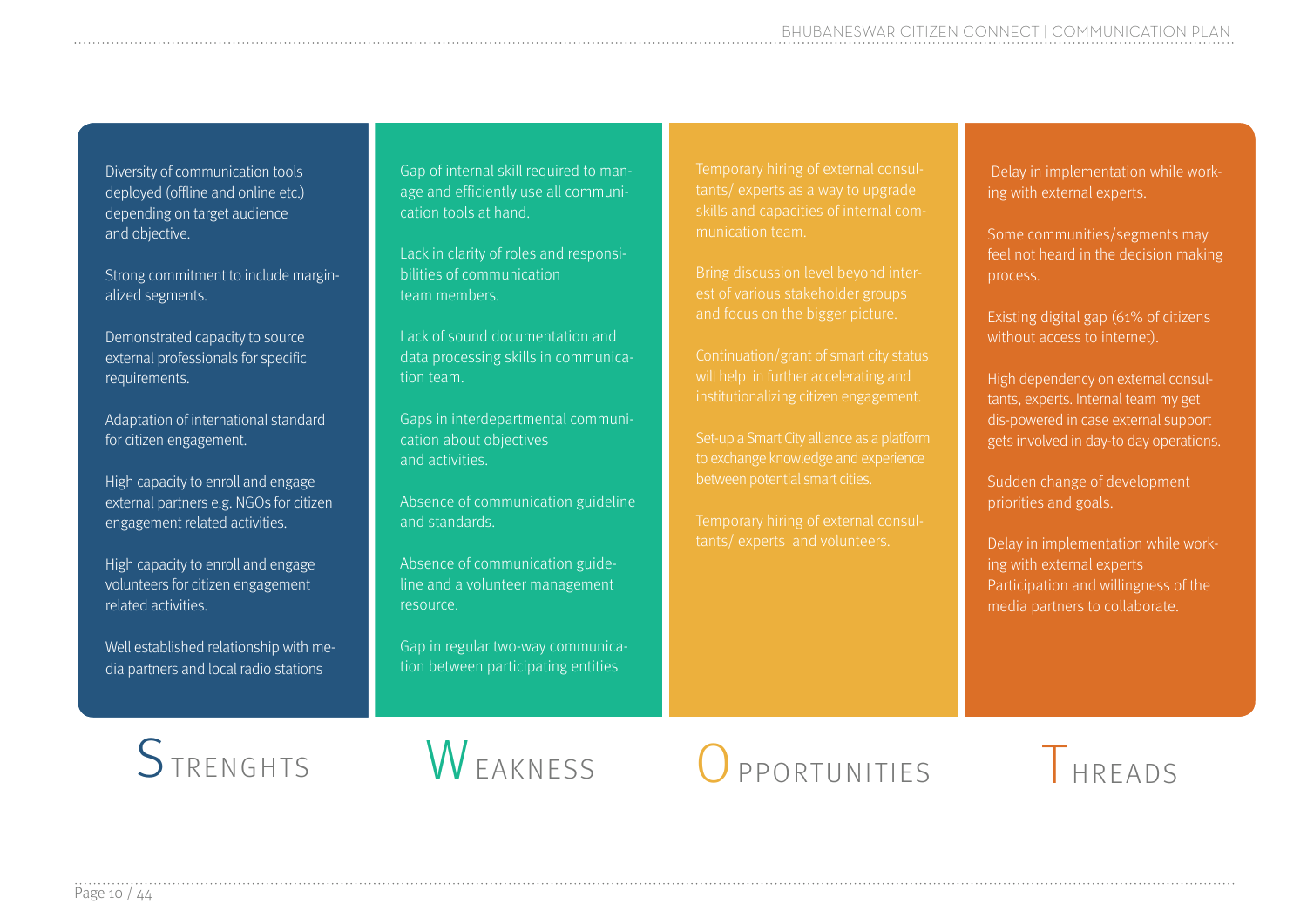## STRENGHTS

- Diversity of communication tools deployed (offline and online etc.) depending on target audience and objective.
- Strong commitment to include marginalized segments.
- Demonstrated capacity to source external professionals for specific requirements.
- Adaptation of international standard for citizen engagement.
- High capacity to enroll and engage external partners e.g. NGOs for citizen engagement related activities.
- High capacity to enroll and engage volunteers for citizen engagement related activities.
- Well established relationship with media partners and local radio stations

## WEAKNESS

- Gap of internal skill required to manage and efficiently use all communication tools at hand.
- Lack in clarity of roles and responsibilities of communication team members.
- Lack of sound documentation and data processing skills in communication team.
- Gaps in interdepartmental communication about objectives and activities.
- Absence of communication guideline and standards.
- Absence of communication guideline and a volunteer management resource.
- Gap in regular two-way communication between participating entities

## OPPORTUNITIES

- Temporary hiring of external consultants/ experts as a way to upgrade skills and capacities of internal communication team.
- Bring discussion level beyond interest of various stakeholder groups and focus on the bigger picture.
- Continuation/grant of smart city status will help in further accelerating and institutionalizing citizen engagement.
- Set-up a Smart City alliance as a platform to exchange knowledge and experience between potential smart cities.
- Temporary hiring of external consultants/ experts and volunteers.

## THREADS

- Delay in implementation while working with external experts.
- Some communities/segments may feel not heard in the decision making process.
- Existing digital gap (61% of citizens without access to internet).
- High dependency on external consultants, experts. Internal team my get dis-powered in case external support gets involved in day-to day operations.
- Sudden change of development priorities and goals.
- Delay in implementation while working with external experts Participation and willingness of the media partners to collaborate.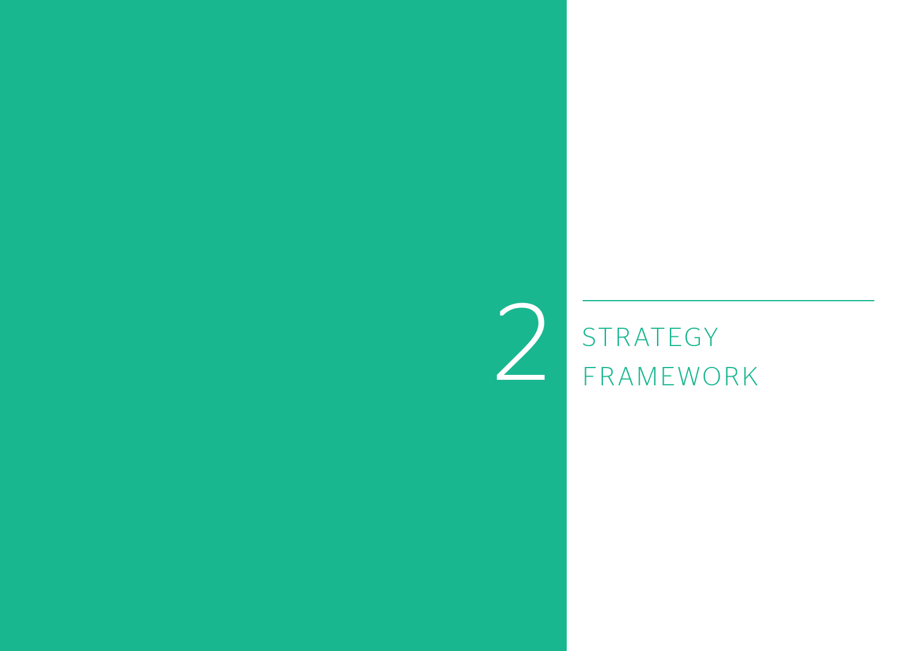# 2 STRATEGY FRAMEWORK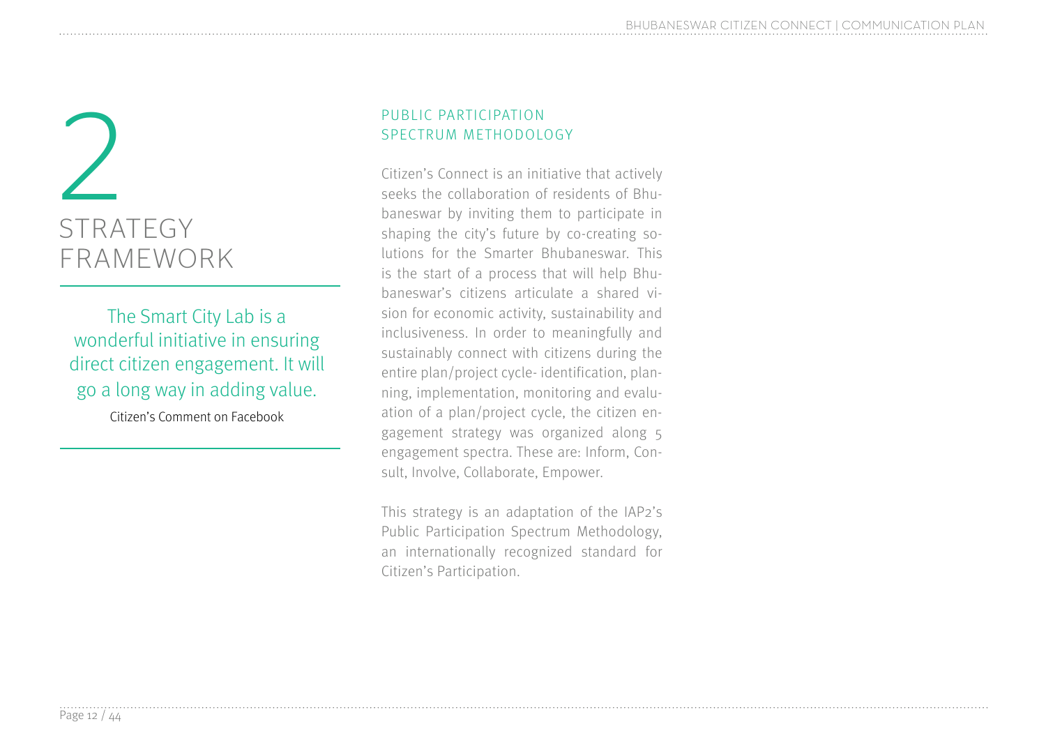# 2 STRATEGY FRAMEWORK

> The Smart City Lab is a wonderful initiative in ensuring direct citizen engagement. It will go a long way in adding value.
>
> Citizen's Comment on Facebook

## PUBLIC PARTICIPATION SPECTRUM METHODOLOGY

Citizen's Connect is an initiative that actively seeks the collaboration of residents of Bhubaneswar by inviting them to participate in shaping the city's future by co-creating solutions for the Smarter Bhubaneswar. This is the start of a process that will help Bhubaneswar's citizens articulate a shared vision for economic activity, sustainability and inclusiveness. In order to meaningfully and sustainably connect with citizens during the entire plan/project cycle- identification, planning, implementation, monitoring and evaluation of a plan/project cycle, the citizen engagement strategy was organized along 5 engagement spectra. These are: Inform, Consult, Involve, Collaborate, Empower.

This strategy is an adaptation of the IAP2's Public Participation Spectrum Methodology, an internationally recognized standard for Citizen's Participation.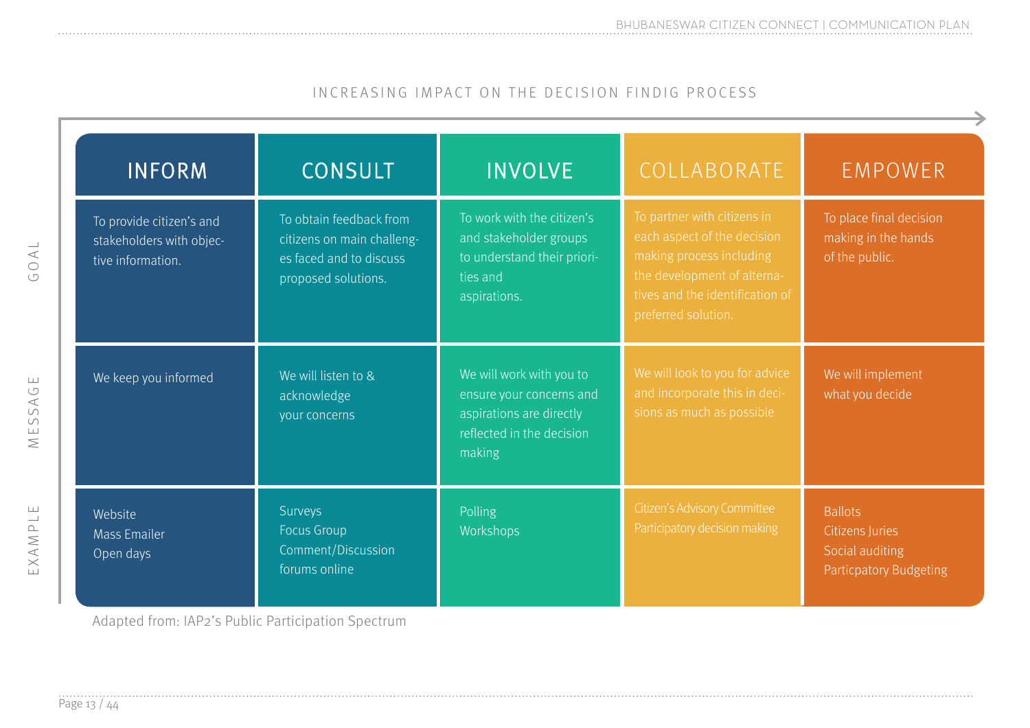INCREASING IMPACT ON THE DECISION FINDIG PROCESS

| | INFORM | CONSULT | INVOLVE | COLLABORATE | EMPOWER |
|---|---|---|---|---|---|
| GOAL | To provide citizen's and stakeholders with objective information. | To obtain feedback from citizens on main challenges faced and to discuss proposed solutions. | To work with the citizen's and stakeholder groups to understand their priorities and aspirations. | To partner with citizens in each aspect of the decision making process including the development of alternatives and the identification of preferred solution. | To place final decision making in the hands of the public. |
| MESSAGE | We keep you informed | We will listen to & acknowledge your concerns | We will work with you to ensure your concerns and aspirations are directly reflected in the decision making | We will look to you for advice and incorporate this in decisions as much as possible | We will implement what you decide |
| EXAMPLE | Website<br>Mass Emailer<br>Open days | Surveys<br>Focus Group<br>Comment/Discussion forums online | Polling<br>Workshops | Citizen's Advisory Committee<br>Participatory decision making | Ballots<br>Citizens Juries<br>Social auditing<br>Particpatory Budgeting |

Adapted from: IAP2's Public Participation Spectrum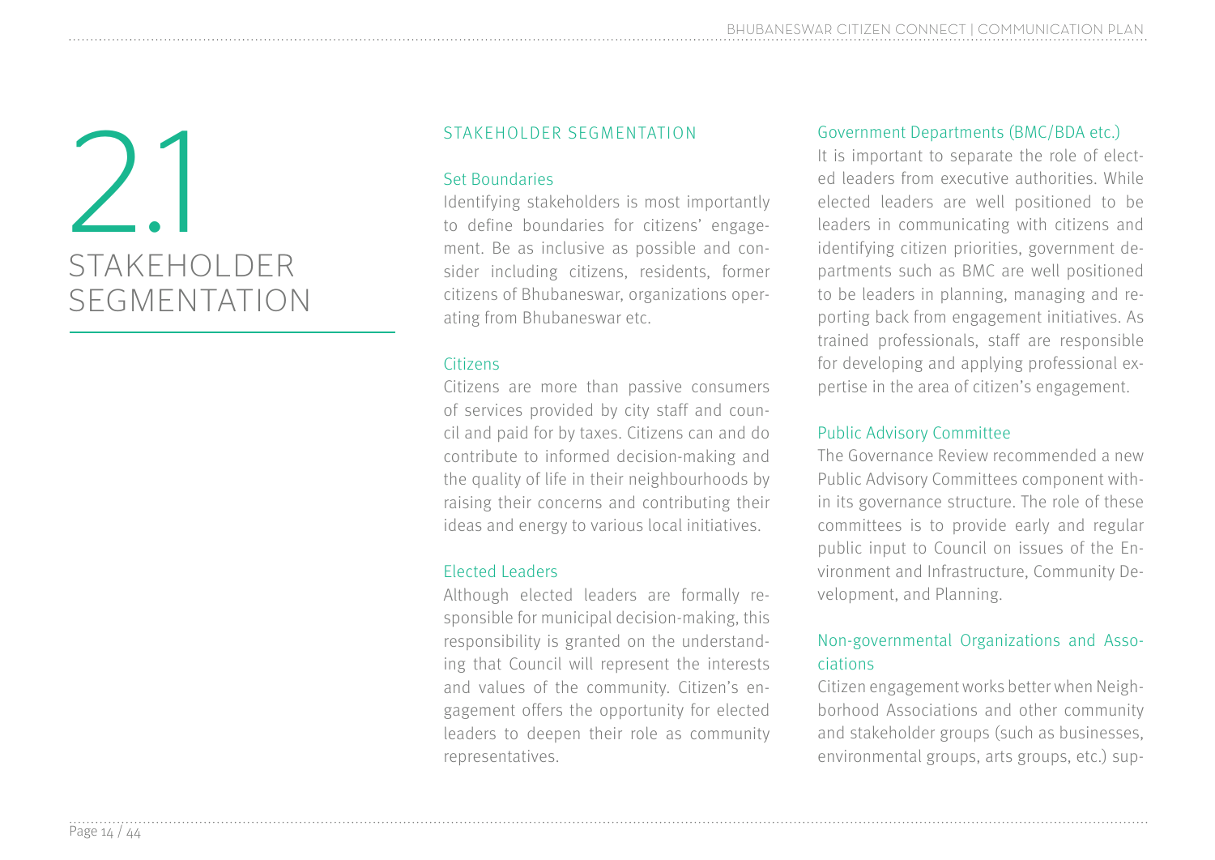# 2.1 STAKEHOLDER SEGMENTATION

## STAKEHOLDER SEGMENTATION

### Set Boundaries

Identifying stakeholders is most importantly to define boundaries for citizens' engagement. Be as inclusive as possible and consider including citizens, residents, former citizens of Bhubaneswar, organizations operating from Bhubaneswar etc.

### Citizens

Citizens are more than passive consumers of services provided by city staff and council and paid for by taxes. Citizens can and do contribute to informed decision-making and the quality of life in their neighbourhoods by raising their concerns and contributing their ideas and energy to various local initiatives.

### Elected Leaders

Although elected leaders are formally responsible for municipal decision-making, this responsibility is granted on the understanding that Council will represent the interests and values of the community. Citizen's engagement offers the opportunity for elected leaders to deepen their role as community representatives.

### Government Departments (BMC/BDA etc.)

It is important to separate the role of elected leaders from executive authorities. While elected leaders are well positioned to be leaders in communicating with citizens and identifying citizen priorities, government departments such as BMC are well positioned to be leaders in planning, managing and reporting back from engagement initiatives. As trained professionals, staff are responsible for developing and applying professional expertise in the area of citizen's engagement.

### Public Advisory Committee

The Governance Review recommended a new Public Advisory Committees component within its governance structure. The role of these committees is to provide early and regular public input to Council on issues of the Environment and Infrastructure, Community Development, and Planning.

### Non-governmental Organizations and Associations

Citizen engagement works better when Neighborhood Associations and other community and stakeholder groups (such as businesses, environmental groups, arts groups, etc.) sup-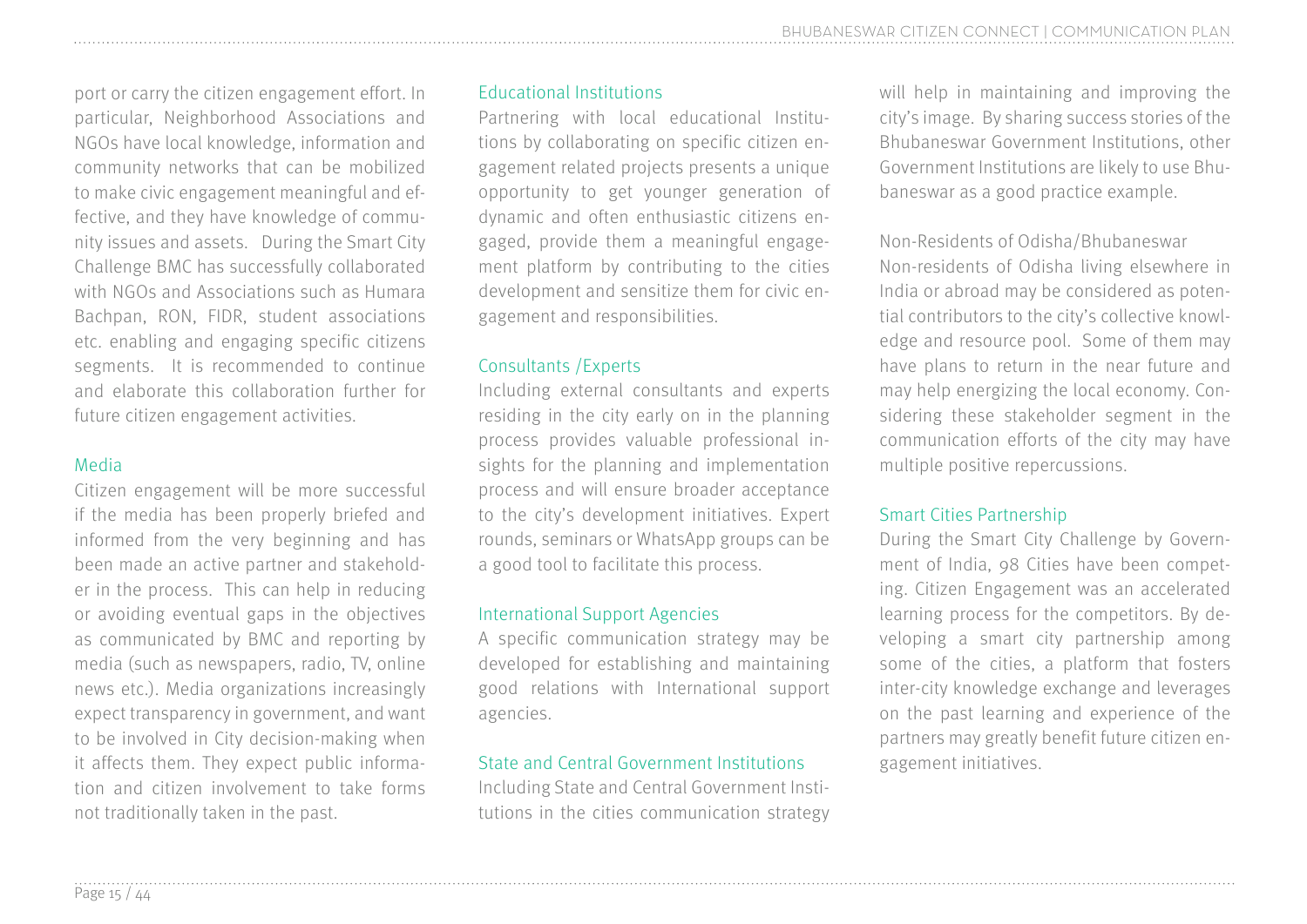port or carry the citizen engagement effort. In particular, Neighborhood Associations and NGOs have local knowledge, information and community networks that can be mobilized to make civic engagement meaningful and effective, and they have knowledge of community issues and assets. During the Smart City Challenge BMC has successfully collaborated with NGOs and Associations such as Humara Bachpan, RON, FIDR, student associations etc. enabling and engaging specific citizens segments. It is recommended to continue and elaborate this collaboration further for future citizen engagement activities.

### Media

Citizen engagement will be more successful if the media has been properly briefed and informed from the very beginning and has been made an active partner and stakeholder in the process. This can help in reducing or avoiding eventual gaps in the objectives as communicated by BMC and reporting by media (such as newspapers, radio, TV, online news etc.). Media organizations increasingly expect transparency in government, and want to be involved in City decision-making when it affects them. They expect public information and citizen involvement to take forms not traditionally taken in the past.

### Educational Institutions

Partnering with local educational Institutions by collaborating on specific citizen engagement related projects presents a unique opportunity to get younger generation of dynamic and often enthusiastic citizens engaged, provide them a meaningful engagement platform by contributing to the cities development and sensitize them for civic engagement and responsibilities.

### Consultants /Experts

Including external consultants and experts residing in the city early on in the planning process provides valuable professional insights for the planning and implementation process and will ensure broader acceptance to the city's development initiatives. Expert rounds, seminars or WhatsApp groups can be a good tool to facilitate this process.

### International Support Agencies

A specific communication strategy may be developed for establishing and maintaining good relations with International support agencies.

### State and Central Government Institutions

Including State and Central Government Institutions in the cities communication strategy will help in maintaining and improving the city's image. By sharing success stories of the Bhubaneswar Government Institutions, other Government Institutions are likely to use Bhubaneswar as a good practice example.

### Non-Residents of Odisha/Bhubaneswar

Non-residents of Odisha living elsewhere in India or abroad may be considered as potential contributors to the city's collective knowledge and resource pool. Some of them may have plans to return in the near future and may help energizing the local economy. Considering these stakeholder segment in the communication efforts of the city may have multiple positive repercussions.

### Smart Cities Partnership

During the Smart City Challenge by Government of India, 98 Cities have been competing. Citizen Engagement was an accelerated learning process for the competitors. By developing a smart city partnership among some of the cities, a platform that fosters inter-city knowledge exchange and leverages on the past learning and experience of the partners may greatly benefit future citizen engagement initiatives.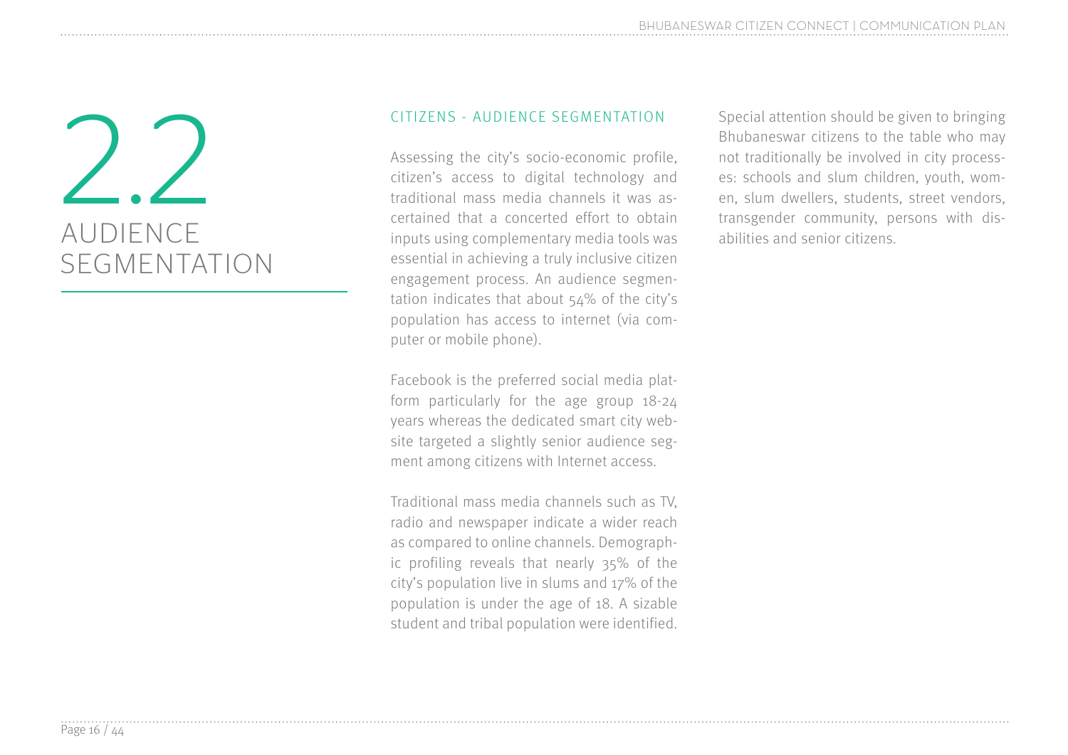# 2.2 AUDIENCE SEGMENTATION

## CITIZENS - AUDIENCE SEGMENTATION

Assessing the city's socio-economic profile, citizen's access to digital technology and traditional mass media channels it was ascertained that a concerted effort to obtain inputs using complementary media tools was essential in achieving a truly inclusive citizen engagement process. An audience segmentation indicates that about 54% of the city's population has access to internet (via computer or mobile phone).

Facebook is the preferred social media platform particularly for the age group 18-24 years whereas the dedicated smart city website targeted a slightly senior audience segment among citizens with Internet access.

Traditional mass media channels such as TV, radio and newspaper indicate a wider reach as compared to online channels. Demographic profiling reveals that nearly 35% of the city's population live in slums and 17% of the population is under the age of 18. A sizable student and tribal population were identified.

Special attention should be given to bringing Bhubaneswar citizens to the table who may not traditionally be involved in city processes: schools and slum children, youth, women, slum dwellers, students, street vendors, transgender community, persons with disabilities and senior citizens.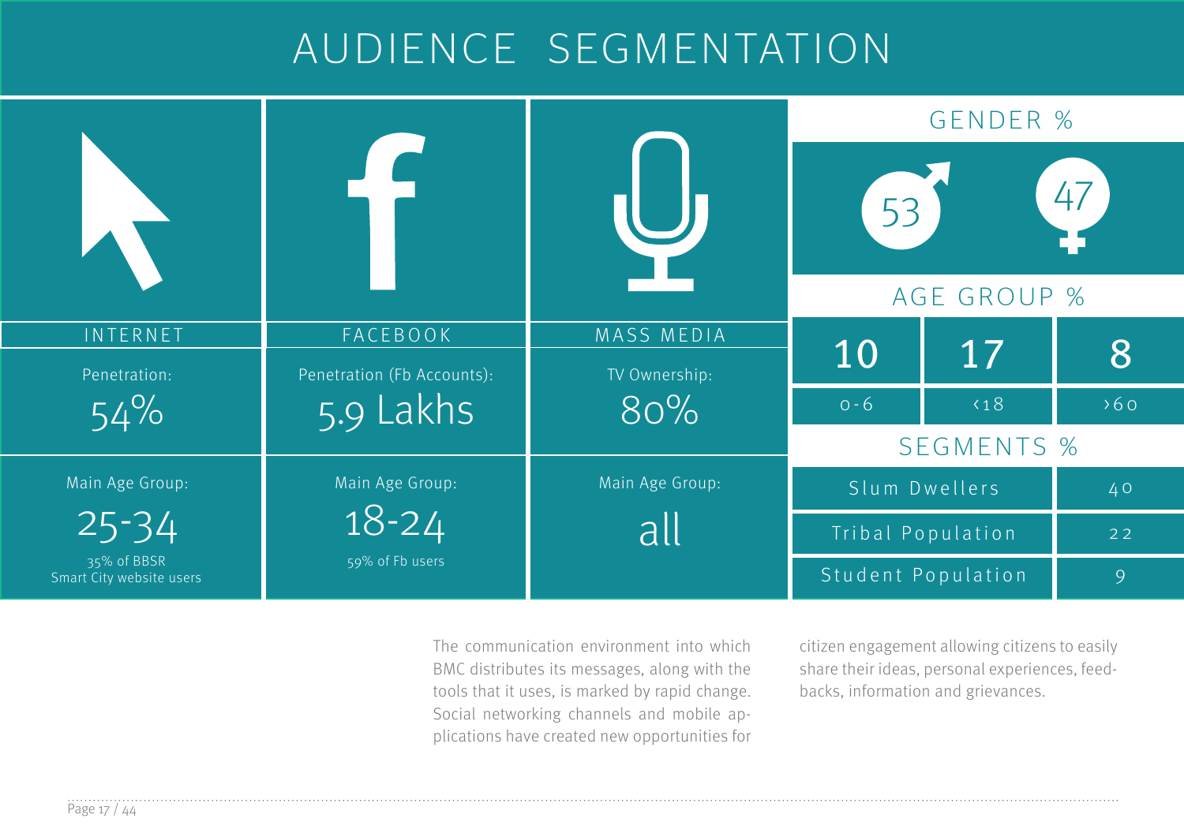# AUDIENCE SEGMENTATION

| INTERNET | FACEBOOK | MASS MEDIA |
|---|---|---|
| Penetration: 54% | Penetration (Fb Accounts): 5.9 Lakhs | TV Ownership: 80% |
| Main Age Group: 25-34 (35% of BBSR Smart City website users) | Main Age Group: 18-24 (59% of Fb users) | Main Age Group: all |

## GENDER %

| Male | Female |
|---|---|
| 53 | 47 |

## AGE GROUP %

| 0-6 | <18 | >60 |
|---|---|---|
| 10 | 17 | 8 |

## SEGMENTS %

| Segment | % |
|---|---|
| Slum Dwellers | 40 |
| Tribal Population | 22 |
| Student Population | 9 |

The communication environment into which BMC distributes its messages, along with the tools that it uses, is marked by rapid change. Social networking channels and mobile applications have created new opportunities for citizen engagement allowing citizens to easily share their ideas, personal experiences, feedbacks, information and grievances.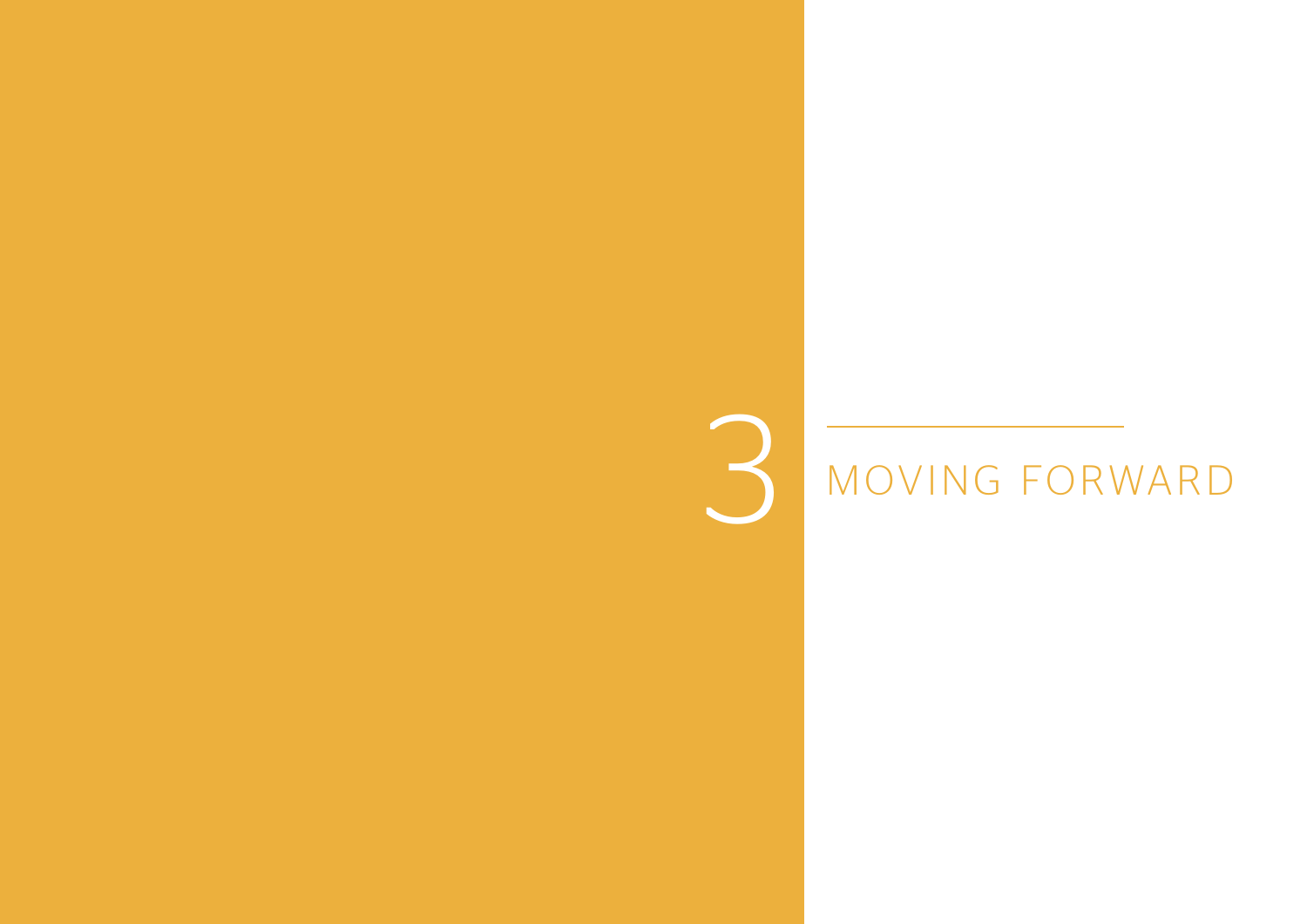# 3 MOVING FORWARD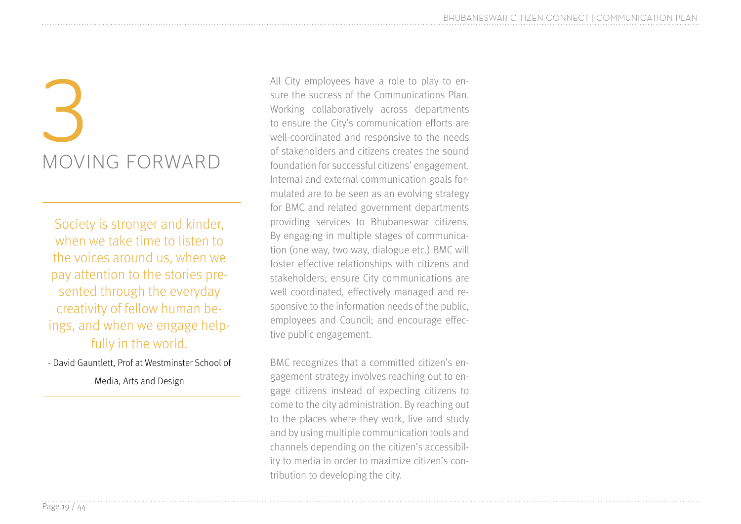# 3 MOVING FORWARD

> Society is stronger and kinder, when we take time to listen to the voices around us, when we pay attention to the stories presented through the everyday creativity of fellow human beings, and when we engage helpfully in the world.
>
> - David Gauntlett, Prof at Westminster School of Media, Arts and Design

All City employees have a role to play to ensure the success of the Communications Plan. Working collaboratively across departments to ensure the City's communication efforts are well-coordinated and responsive to the needs of stakeholders and citizens creates the sound foundation for successful citizens' engagement. Internal and external communication goals formulated are to be seen as an evolving strategy for BMC and related government departments providing services to Bhubaneswar citizens. By engaging in multiple stages of communication (one way, two way, dialogue etc.) BMC will foster effective relationships with citizens and stakeholders; ensure City communications are well coordinated, effectively managed and responsive to the information needs of the public, employees and Council; and encourage effective public engagement.

BMC recognizes that a committed citizen's engagement strategy involves reaching out to engage citizens instead of expecting citizens to come to the city administration. By reaching out to the places where they work, live and study and by using multiple communication tools and channels depending on the citizen's accessibility to media in order to maximize citizen's contribution to developing the city.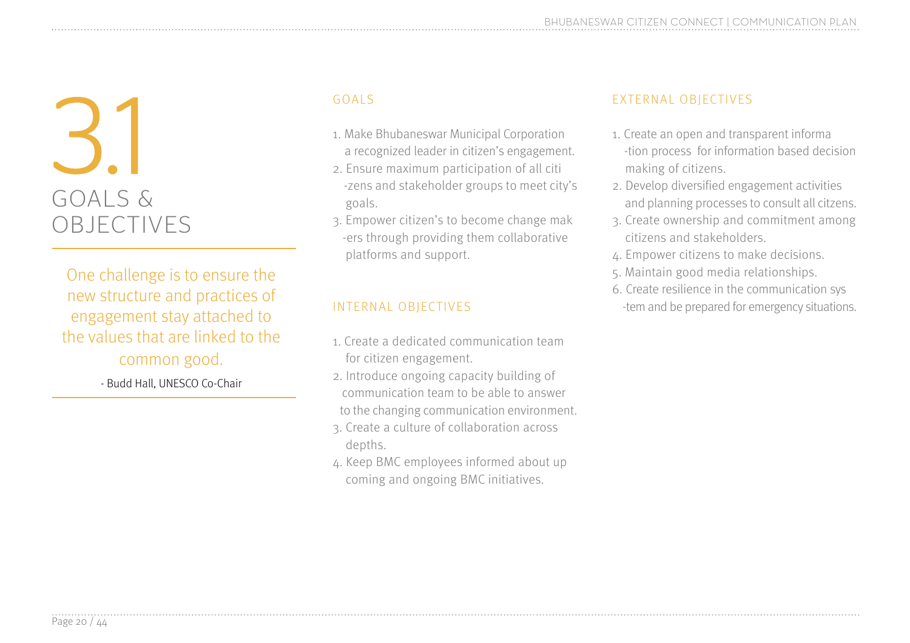# 3.1 GOALS & OBJECTIVES

One challenge is to ensure the new structure and practices of engagement stay attached to the values that are linked to the common good.

- Budd Hall, UNESCO Co-Chair

## GOALS

1. Make Bhubaneswar Municipal Corporation a recognized leader in citizen's engagement.
2. Ensure maximum participation of all citizens and stakeholder groups to meet city's goals.
3. Empower citizen's to become change makers through providing them collaborative platforms and support.

## INTERNAL OBJECTIVES

1. Create a dedicated communication team for citizen engagement.
2. Introduce ongoing capacity building of communication team to be able to answer to the changing communication environment.
3. Create a culture of collaboration across depths.
4. Keep BMC employees informed about up coming and ongoing BMC initiatives.

## EXTERNAL OBJECTIVES

1. Create an open and transparent information process for information based decision making of citizens.
2. Develop diversified engagement activities and planning processes to consult all citzens.
3. Create ownership and commitment among citizens and stakeholders.
4. Empower citizens to make decisions.
5. Maintain good media relationships.
6. Create resilience in the communication system and be prepared for emergency situations.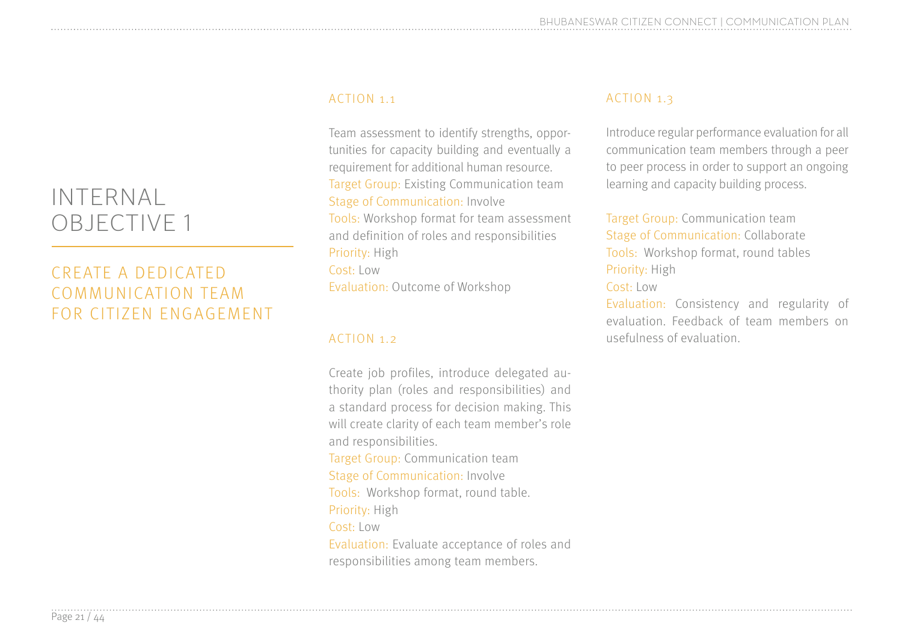# INTERNAL OBJECTIVE 1

## CREATE A DEDICATED COMMUNICATION TEAM FOR CITIZEN ENGAGEMENT

### ACTION 1.1

Team assessment to identify strengths, opportunities for capacity building and eventually a requirement for additional human resource.
Target Group: Existing Communication team
Stage of Communication: Involve
Tools: Workshop format for team assessment and definition of roles and responsibilities
Priority: High
Cost: Low
Evaluation: Outcome of Workshop

### ACTION 1.2

Create job profiles, introduce delegated authority plan (roles and responsibilities) and a standard process for decision making. This will create clarity of each team member's role and responsibilities.
Target Group: Communication team
Stage of Communication: Involve
Tools: Workshop format, round table.
Priority: High
Cost: Low
Evaluation: Evaluate acceptance of roles and responsibilities among team members.

### ACTION 1.3

Introduce regular performance evaluation for all communication team members through a peer to peer process in order to support an ongoing learning and capacity building process.

Target Group: Communication team
Stage of Communication: Collaborate
Tools: Workshop format, round tables
Priority: High
Cost: Low
Evaluation: Consistency and regularity of evaluation. Feedback of team members on usefulness of evaluation.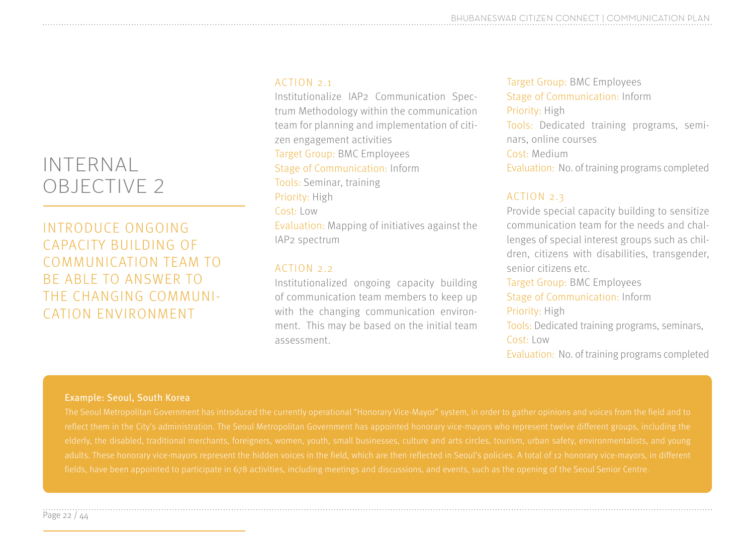# INTERNAL OBJECTIVE 2

## INTRODUCE ONGOING CAPACITY BUILDING OF COMMUNICATION TEAM TO BE ABLE TO ANSWER TO THE CHANGING COMMUNICATION ENVIRONMENT

### ACTION 2.1

Institutionalize IAP2 Communication Spectrum Methodology within the communication team for planning and implementation of citizen engagement activities

Target Group: BMC Employees
Stage of Communication: Inform
Tools: Seminar, training
Priority: High
Cost: Low
Evaluation: Mapping of initiatives against the IAP2 spectrum

### ACTION 2.2

Institutionalized ongoing capacity building of communication team members to keep up with the changing communication environment. This may be based on the initial team assessment.

Target Group: BMC Employees
Stage of Communication: Inform
Priority: High
Tools: Dedicated training programs, seminars, online courses
Cost: Medium
Evaluation: No. of training programs completed

### ACTION 2.3

Provide special capacity building to sensitize communication team for the needs and challenges of special interest groups such as children, citizens with disabilities, transgender, senior citizens etc.

Target Group: BMC Employees
Stage of Communication: Inform
Priority: High
Tools: Dedicated training programs, seminars,
Cost: Low
Evaluation: No. of training programs completed

**Example: Seoul, South Korea**

The Seoul Metropolitan Government has introduced the currently operational "Honorary Vice-Mayor" system, in order to gather opinions and voices from the field and to reflect them in the City's administration. The Seoul Metropolitan Government has appointed honorary vice-mayors who represent twelve different groups, including the elderly, the disabled, traditional merchants, foreigners, women, youth, small businesses, culture and arts circles, tourism, urban safety, environmentalists, and young adults. These honorary vice-mayors represent the hidden voices in the field, which are then reflected in Seoul's policies. A total of 12 honorary vice-mayors, in different fields, have been appointed to participate in 678 activities, including meetings and discussions, and events, such as the opening of the Seoul Senior Centre.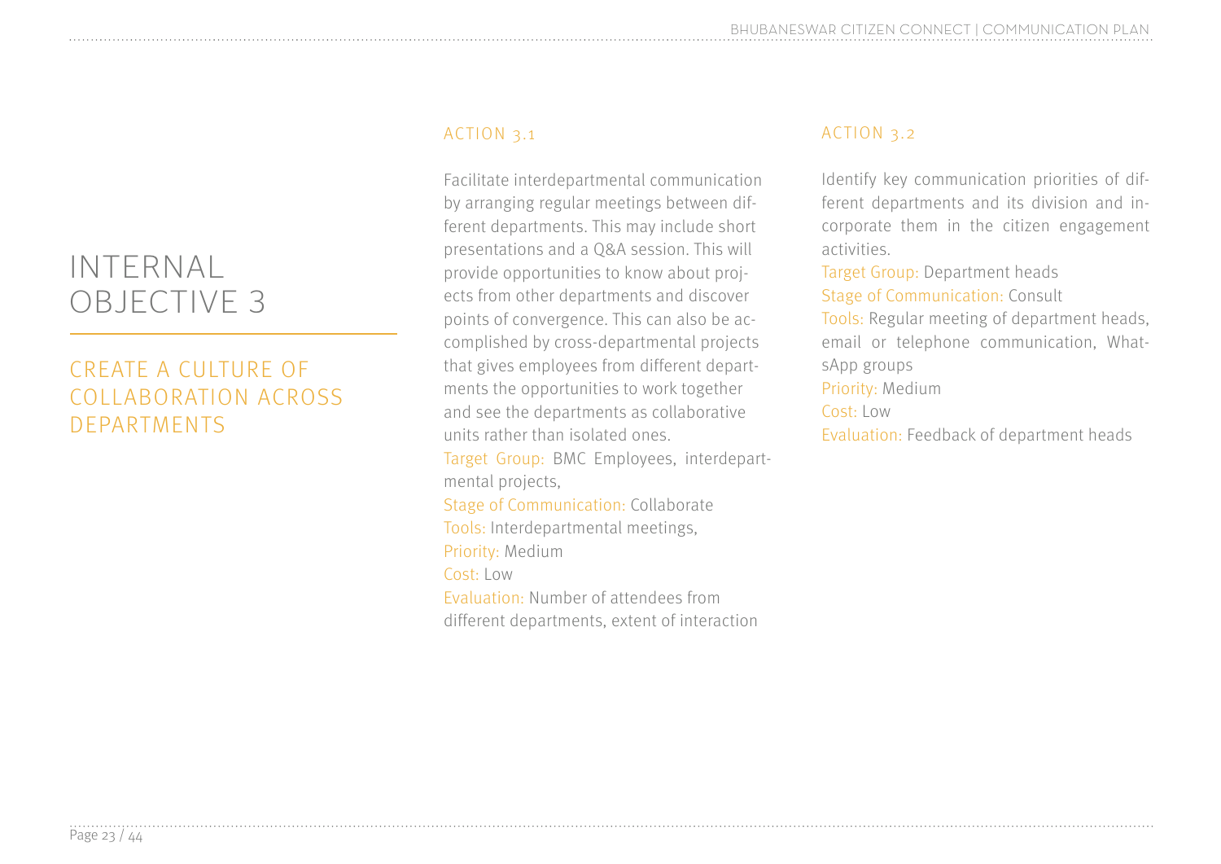# INTERNAL OBJECTIVE 3

## CREATE A CULTURE OF COLLABORATION ACROSS DEPARTMENTS

### ACTION 3.1

Facilitate interdepartmental communication by arranging regular meetings between different departments. This may include short presentations and a Q&A session. This will provide opportunities to know about projects from other departments and discover points of convergence. This can also be accomplished by cross-departmental projects that gives employees from different departments the opportunities to work together and see the departments as collaborative units rather than isolated ones.

Target Group: BMC Employees, interdepartmental projects,
Stage of Communication: Collaborate
Tools: Interdepartmental meetings,
Priority: Medium
Cost: Low
Evaluation: Number of attendees from different departments, extent of interaction

### ACTION 3.2

Identify key communication priorities of different departments and its division and incorporate them in the citizen engagement activities.

Target Group: Department heads
Stage of Communication: Consult
Tools: Regular meeting of department heads, email or telephone communication, WhatsApp groups
Priority: Medium
Cost: Low
Evaluation: Feedback of department heads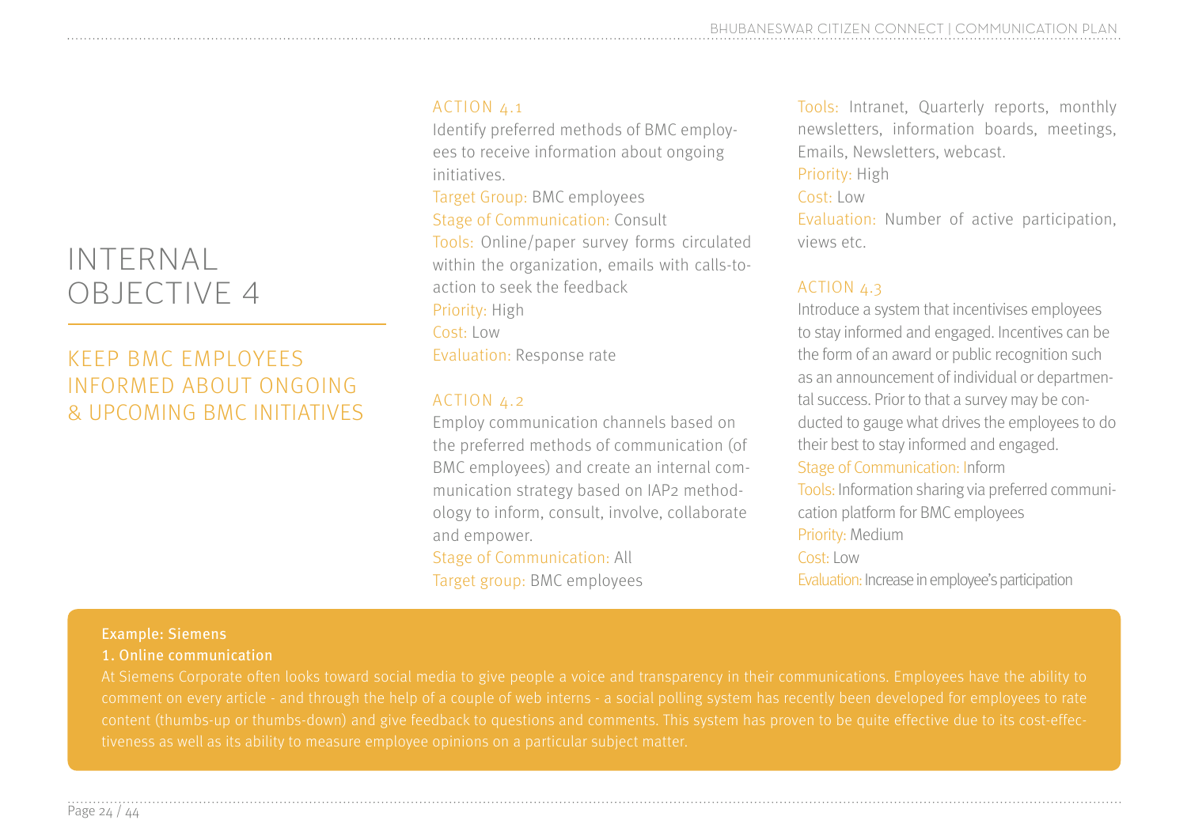# INTERNAL OBJECTIVE 4

## KEEP BMC EMPLOYEES INFORMED ABOUT ONGOING & UPCOMING BMC INITIATIVES

### ACTION 4.1

Identify preferred methods of BMC employees to receive information about ongoing initiatives.

Target Group: BMC employees

Stage of Communication: Consult

Tools: Online/paper survey forms circulated within the organization, emails with calls-to-action to seek the feedback

Priority: High

Cost: Low

Evaluation: Response rate

### ACTION 4.2

Employ communication channels based on the preferred methods of communication (of BMC employees) and create an internal communication strategy based on IAP2 methodology to inform, consult, involve, collaborate and empower.

Stage of Communication: All

Target group: BMC employees

Tools: Intranet, Quarterly reports, monthly newsletters, information boards, meetings, Emails, Newsletters, webcast.

Priority: High

Cost: Low

Evaluation: Number of active participation, views etc.

### ACTION 4.3

Introduce a system that incentivises employees to stay informed and engaged. Incentives can be the form of an award or public recognition such as an announcement of individual or departmental success. Prior to that a survey may be conducted to gauge what drives the employees to do their best to stay informed and engaged.

Stage of Communication: Inform

Tools: Information sharing via preferred communication platform for BMC employees

Priority: Medium

Cost: Low

Evaluation: Increase in employee's participation

**Example: Siemens**

**1. Online communication**

At Siemens Corporate often looks toward social media to give people a voice and transparency in their communications. Employees have the ability to comment on every article - and through the help of a couple of web interns - a social polling system has recently been developed for employees to rate content (thumbs-up or thumbs-down) and give feedback to questions and comments. This system has proven to be quite effective due to its cost-effectiveness as well as its ability to measure employee opinions on a particular subject matter.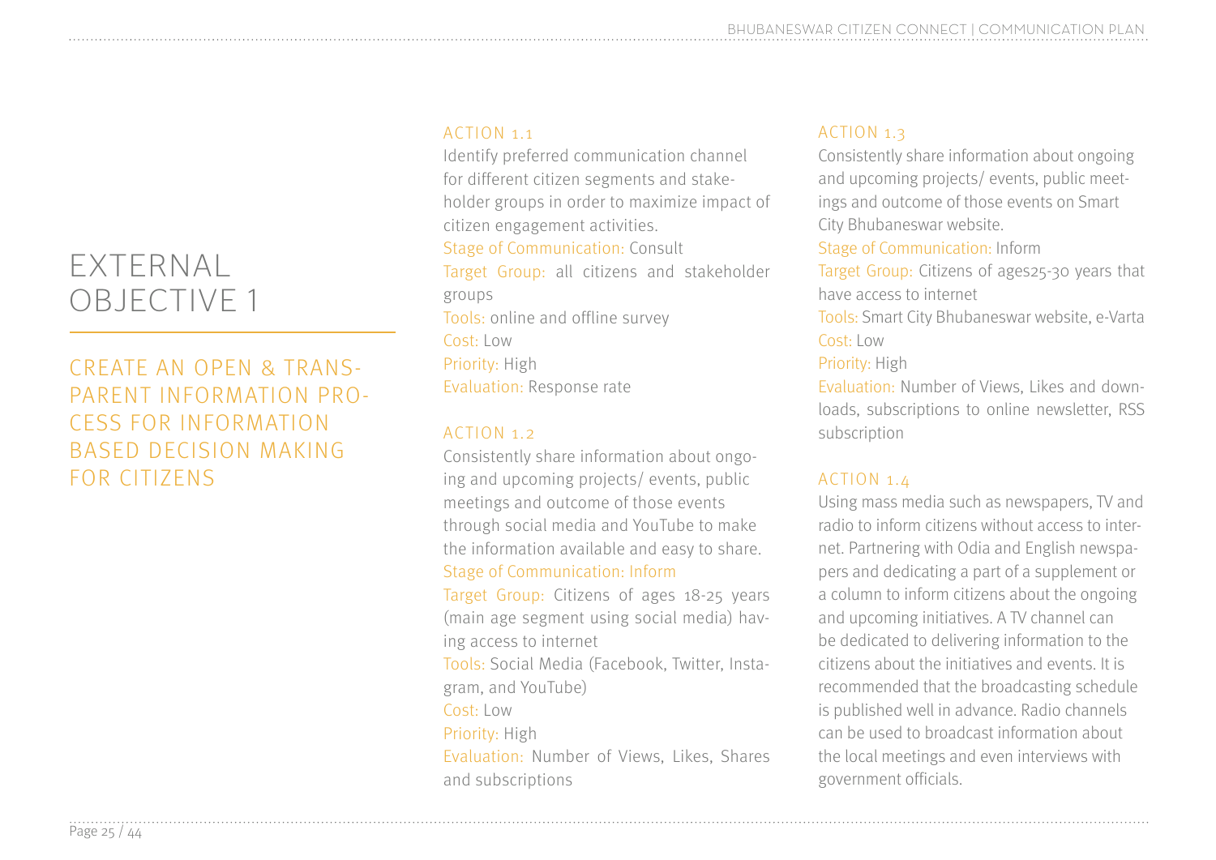# EXTERNAL OBJECTIVE 1

## CREATE AN OPEN & TRANSPARENT INFORMATION PROCESS FOR INFORMATION BASED DECISION MAKING FOR CITIZENS

### ACTION 1.1

Identify preferred communication channel for different citizen segments and stakeholder groups in order to maximize impact of citizen engagement activities.

Stage of Communication: Consult
Target Group: all citizens and stakeholder groups
Tools: online and offline survey
Cost: Low
Priority: High
Evaluation: Response rate

### ACTION 1.2

Consistently share information about ongoing and upcoming projects/ events, public meetings and outcome of those events through social media and YouTube to make the information available and easy to share.

Stage of Communication: Inform
Target Group: Citizens of ages 18-25 years (main age segment using social media) having access to internet
Tools: Social Media (Facebook, Twitter, Instagram, and YouTube)
Cost: Low
Priority: High
Evaluation: Number of Views, Likes, Shares and subscriptions

### ACTION 1.3

Consistently share information about ongoing and upcoming projects/ events, public meetings and outcome of those events on Smart City Bhubaneswar website.

Stage of Communication: Inform
Target Group: Citizens of ages25-30 years that have access to internet
Tools: Smart City Bhubaneswar website, e-Varta
Cost: Low
Priority: High
Evaluation: Number of Views, Likes and downloads, subscriptions to online newsletter, RSS subscription

### ACTION 1.4

Using mass media such as newspapers, TV and radio to inform citizens without access to internet. Partnering with Odia and English newspapers and dedicating a part of a supplement or a column to inform citizens about the ongoing and upcoming initiatives. A TV channel can be dedicated to delivering information to the citizens about the initiatives and events. It is recommended that the broadcasting schedule is published well in advance. Radio channels can be used to broadcast information about the local meetings and even interviews with government officials.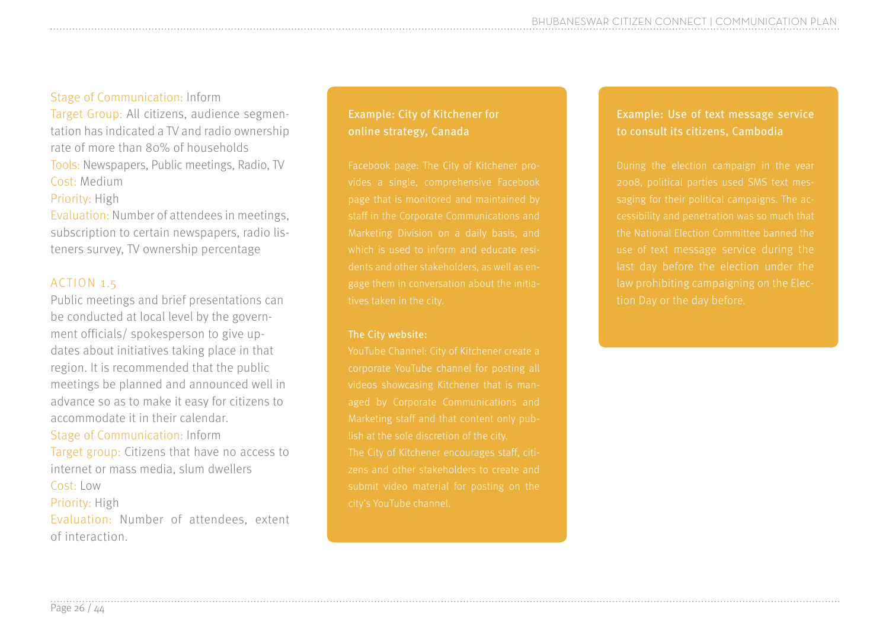Stage of Communication: Inform
Target Group: All citizens, audience segmentation has indicated a TV and radio ownership rate of more than 80% of households
Tools: Newspapers, Public meetings, Radio, TV
Cost: Medium
Priority: High
Evaluation: Number of attendees in meetings, subscription to certain newspapers, radio listeners survey, TV ownership percentage

### ACTION 1.5

Public meetings and brief presentations can be conducted at local level by the government officials/ spokesperson to give updates about initiatives taking place in that region. It is recommended that the public meetings be planned and announced well in advance so as to make it easy for citizens to accommodate it in their calendar.
Stage of Communication: Inform
Target group: Citizens that have no access to internet or mass media, slum dwellers
Cost: Low
Priority: High
Evaluation: Number of attendees, extent of interaction.

### Example: City of Kitchener for online strategy, Canada

Facebook page: The City of Kitchener provides a single, comprehensive Facebook page that is monitored and maintained by staff in the Corporate Communications and Marketing Division on a daily basis, and which is used to inform and educate residents and other stakeholders, as well as engage them in conversation about the initiatives taken in the city.

**The City website:**

YouTube Channel: City of Kitchener create a corporate YouTube channel for posting all videos showcasing Kitchener that is managed by Corporate Communications and Marketing staff and that content only publish at the sole discretion of the city.
The City of Kitchener encourages staff, citizens and other stakeholders to create and submit video material for posting on the city's YouTube channel.

### Example: Use of text message service to consult its citizens, Cambodia

During the election campaign in the year 2008, political parties used SMS text messaging for their political campaigns. The accessibility and penetration was so much that the National Election Committee banned the use of text message service during the last day before the election under the law prohibiting campaigning on the Election Day or the day before.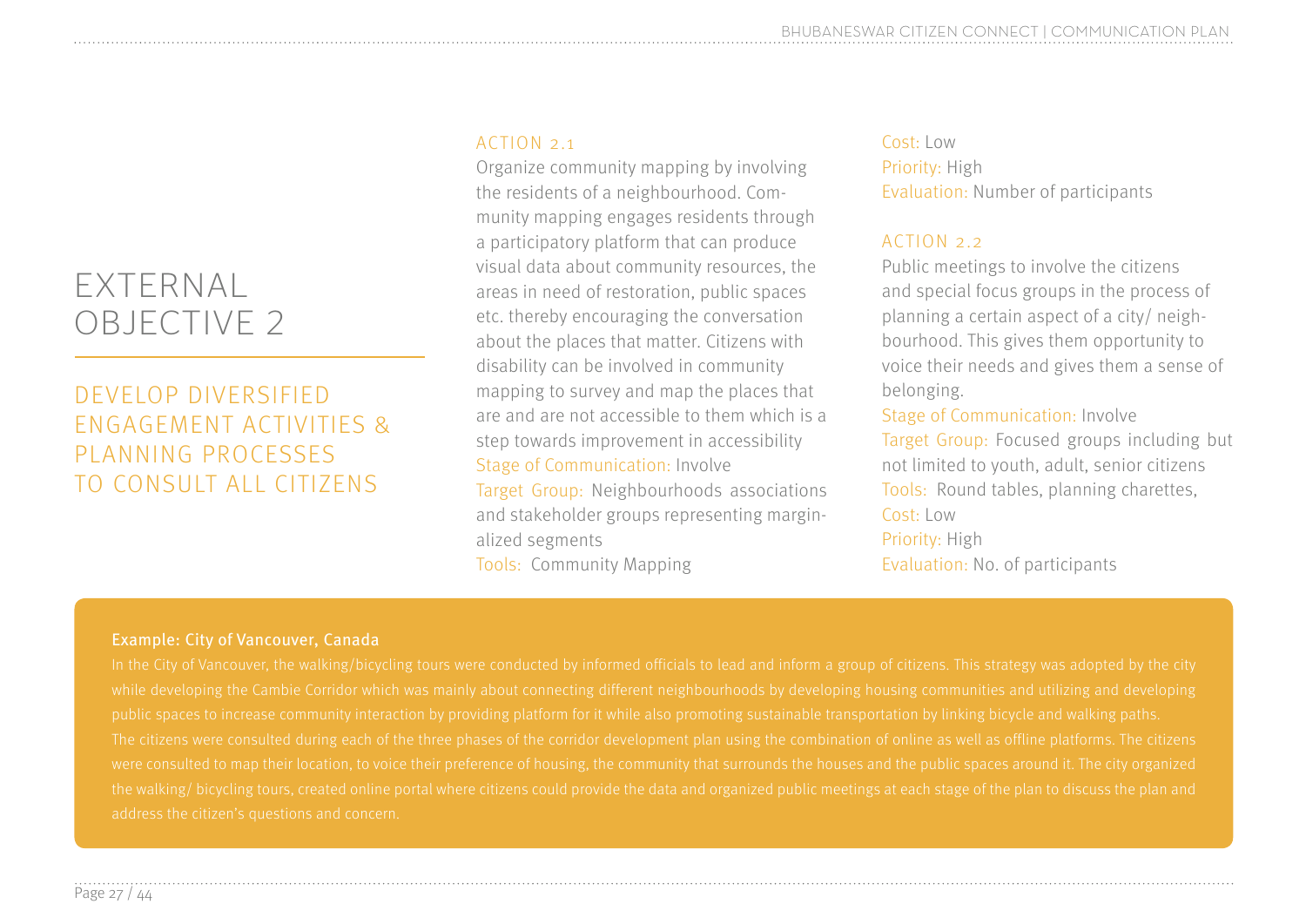# EXTERNAL OBJECTIVE 2

## DEVELOP DIVERSIFIED ENGAGEMENT ACTIVITIES & PLANNING PROCESSES TO CONSULT ALL CITIZENS

### ACTION 2.1

Organize community mapping by involving the residents of a neighbourhood. Community mapping engages residents through a participatory platform that can produce visual data about community resources, the areas in need of restoration, public spaces etc. thereby encouraging the conversation about the places that matter. Citizens with disability can be involved in community mapping to survey and map the places that are and are not accessible to them which is a step towards improvement in accessibility

Stage of Communication: Involve

Target Group: Neighbourhoods associations and stakeholder groups representing marginalized segments

Tools: Community Mapping

Cost: Low

Priority: High

Evaluation: Number of participants

### ACTION 2.2

Public meetings to involve the citizens and special focus groups in the process of planning a certain aspect of a city/ neighbourhood. This gives them opportunity to voice their needs and gives them a sense of belonging.

Stage of Communication: Involve

Target Group: Focused groups including but not limited to youth, adult, senior citizens

Tools: Round tables, planning charettes,

Cost: Low

Priority: High

Evaluation: No. of participants

**Example: City of Vancouver, Canada**

In the City of Vancouver, the walking/bicycling tours were conducted by informed officials to lead and inform a group of citizens. This strategy was adopted by the city while developing the Cambie Corridor which was mainly about connecting different neighbourhoods by developing housing communities and utilizing and developing public spaces to increase community interaction by providing platform for it while also promoting sustainable transportation by linking bicycle and walking paths.

The citizens were consulted during each of the three phases of the corridor development plan using the combination of online as well as offline platforms. The citizens were consulted to map their location, to voice their preference of housing, the community that surrounds the houses and the public spaces around it. The city organized the walking/ bicycling tours, created online portal where citizens could provide the data and organized public meetings at each stage of the plan to discuss the plan and address the citizen's questions and concern.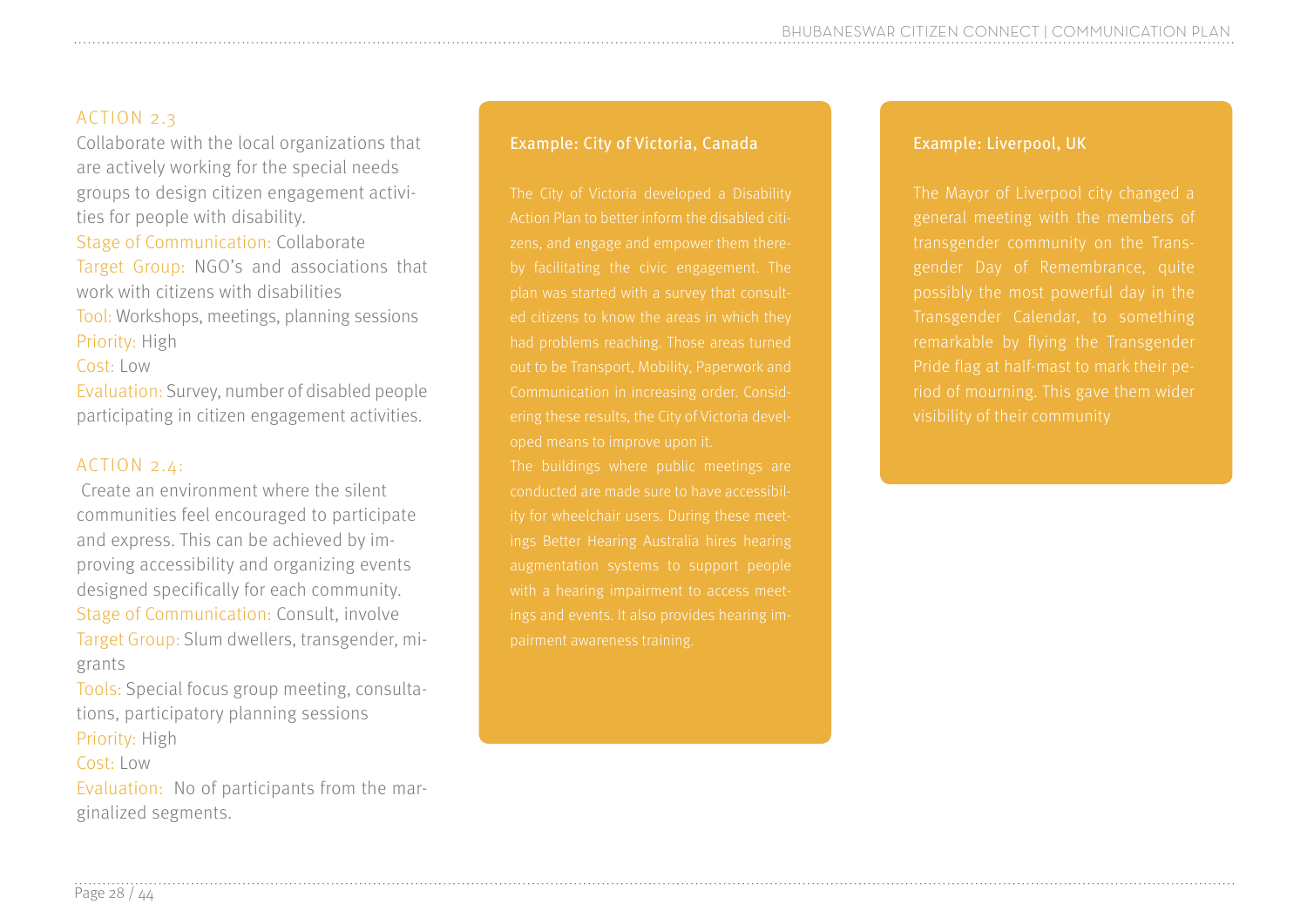## ACTION 2.3

Collaborate with the local organizations that are actively working for the special needs groups to design citizen engagement activities for people with disability.

Stage of Communication: Collaborate

Target Group: NGO's and associations that work with citizens with disabilities

Tool: Workshops, meetings, planning sessions

Priority: High

Cost: Low

Evaluation: Survey, number of disabled people participating in citizen engagement activities.

## ACTION 2.4:

Create an environment where the silent communities feel encouraged to participate and express. This can be achieved by improving accessibility and organizing events designed specifically for each community.

Stage of Communication: Consult, involve

Target Group: Slum dwellers, transgender, migrants

Tools: Special focus group meeting, consultations, participatory planning sessions

Priority: High

Cost: Low

Evaluation: No of participants from the marginalized segments.

### Example: City of Victoria, Canada

The City of Victoria developed a Disability Action Plan to better inform the disabled citizens, and engage and empower them thereby facilitating the civic engagement. The plan was started with a survey that consulted citizens to know the areas in which they had problems reaching. Those areas turned out to be Transport, Mobility, Paperwork and Communication in increasing order. Considering these results, the City of Victoria developed means to improve upon it.

The buildings where public meetings are conducted are made sure to have accessibility for wheelchair users. During these meetings Better Hearing Australia hires hearing augmentation systems to support people with a hearing impairment to access meetings and events. It also provides hearing impairment awareness training.

### Example: Liverpool, UK

The Mayor of Liverpool city changed a general meeting with the members of transgender community on the Transgender Day of Remembrance, quite possibly the most powerful day in the Transgender Calendar, to something remarkable by flying the Transgender Pride flag at half-mast to mark their period of mourning. This gave them wider visibility of their community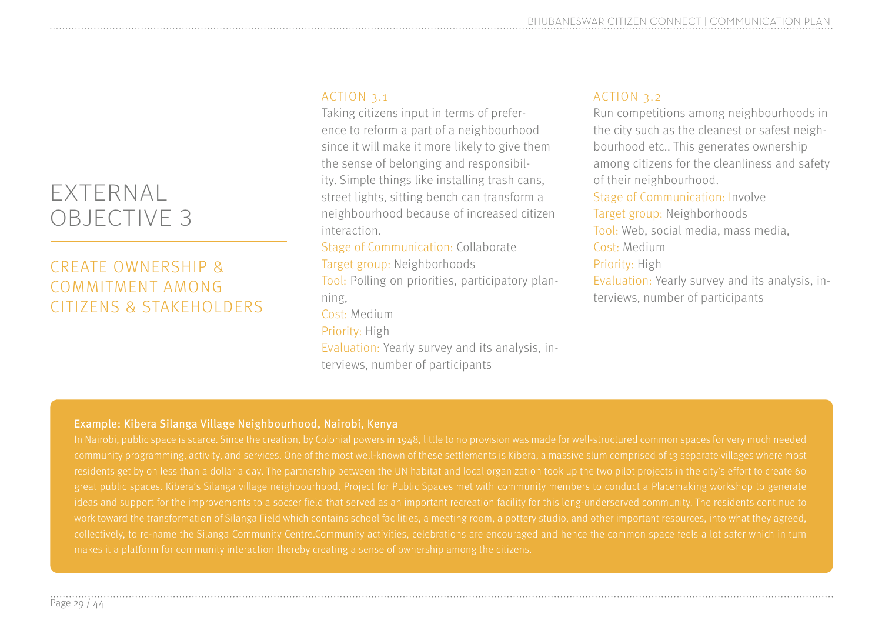# EXTERNAL OBJECTIVE 3

## CREATE OWNERSHIP & COMMITMENT AMONG CITIZENS & STAKEHOLDERS

### ACTION 3.1

Taking citizens input in terms of preference to reform a part of a neighbourhood since it will make it more likely to give them the sense of belonging and responsibility. Simple things like installing trash cans, street lights, sitting bench can transform a neighbourhood because of increased citizen interaction.

Stage of Communication: Collaborate
Target group: Neighborhoods
Tool: Polling on priorities, participatory planning,
Cost: Medium
Priority: High
Evaluation: Yearly survey and its analysis, interviews, number of participants

### ACTION 3.2

Run competitions among neighbourhoods in the city such as the cleanest or safest neighbourhood etc.. This generates ownership among citizens for the cleanliness and safety of their neighbourhood.

Stage of Communication: Involve
Target group: Neighborhoods
Tool: Web, social media, mass media,
Cost: Medium
Priority: High
Evaluation: Yearly survey and its analysis, interviews, number of participants

**Example: Kibera Silanga Village Neighbourhood, Nairobi, Kenya**

In Nairobi, public space is scarce. Since the creation, by Colonial powers in 1948, little to no provision was made for well-structured common spaces for very much needed community programming, activity, and services. One of the most well-known of these settlements is Kibera, a massive slum comprised of 13 separate villages where most residents get by on less than a dollar a day. The partnership between the UN habitat and local organization took up the two pilot projects in the city's effort to create 60 great public spaces. Kibera's Silanga village neighbourhood, Project for Public Spaces met with community members to conduct a Placemaking workshop to generate ideas and support for the improvements to a soccer field that served as an important recreation facility for this long-underserved community. The residents continue to work toward the transformation of Silanga Field which contains school facilities, a meeting room, a pottery studio, and other important resources, into what they agreed, collectively, to re-name the Silanga Community Centre.Community activities, celebrations are encouraged and hence the common space feels a lot safer which in turn makes it a platform for community interaction thereby creating a sense of ownership among the citizens.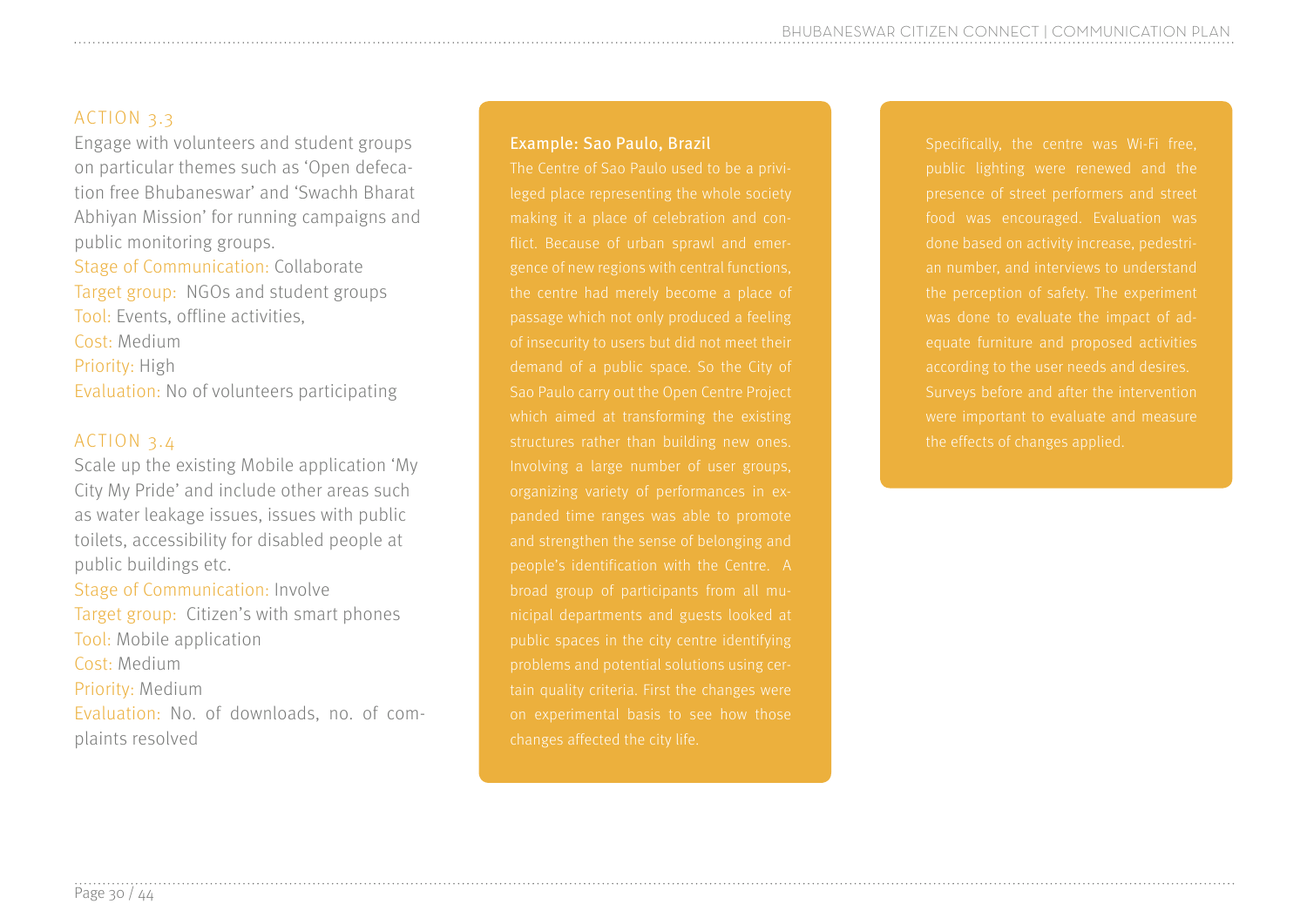## ACTION 3.3

Engage with volunteers and student groups on particular themes such as 'Open defecation free Bhubaneswar' and 'Swachh Bharat Abhiyan Mission' for running campaigns and public monitoring groups.

Stage of Communication: Collaborate
Target group: NGOs and student groups
Tool: Events, offline activities,
Cost: Medium
Priority: High
Evaluation: No of volunteers participating

## ACTION 3.4

Scale up the existing Mobile application 'My City My Pride' and include other areas such as water leakage issues, issues with public toilets, accessibility for disabled people at public buildings etc.

Stage of Communication: Involve
Target group: Citizen's with smart phones
Tool: Mobile application
Cost: Medium
Priority: Medium
Evaluation: No. of downloads, no. of complaints resolved

**Example: Sao Paulo, Brazil**

The Centre of Sao Paulo used to be a privileged place representing the whole society making it a place of celebration and conflict. Because of urban sprawl and emergence of new regions with central functions, the centre had merely become a place of passage which not only produced a feeling of insecurity to users but did not meet their demand of a public space. So the City of Sao Paulo carry out the Open Centre Project which aimed at transforming the existing structures rather than building new ones. Involving a large number of user groups, organizing variety of performances in expanded time ranges was able to promote and strengthen the sense of belonging and people's identification with the Centre. A broad group of participants from all municipal departments and guests looked at public spaces in the city centre identifying problems and potential solutions using certain quality criteria. First the changes were on experimental basis to see how those changes affected the city life.

Specifically, the centre was Wi-Fi free, public lighting were renewed and the presence of street performers and street food was encouraged. Evaluation was done based on activity increase, pedestrian number, and interviews to understand the perception of safety. The experiment was done to evaluate the impact of adequate furniture and proposed activities according to the user needs and desires. Surveys before and after the intervention were important to evaluate and measure the effects of changes applied.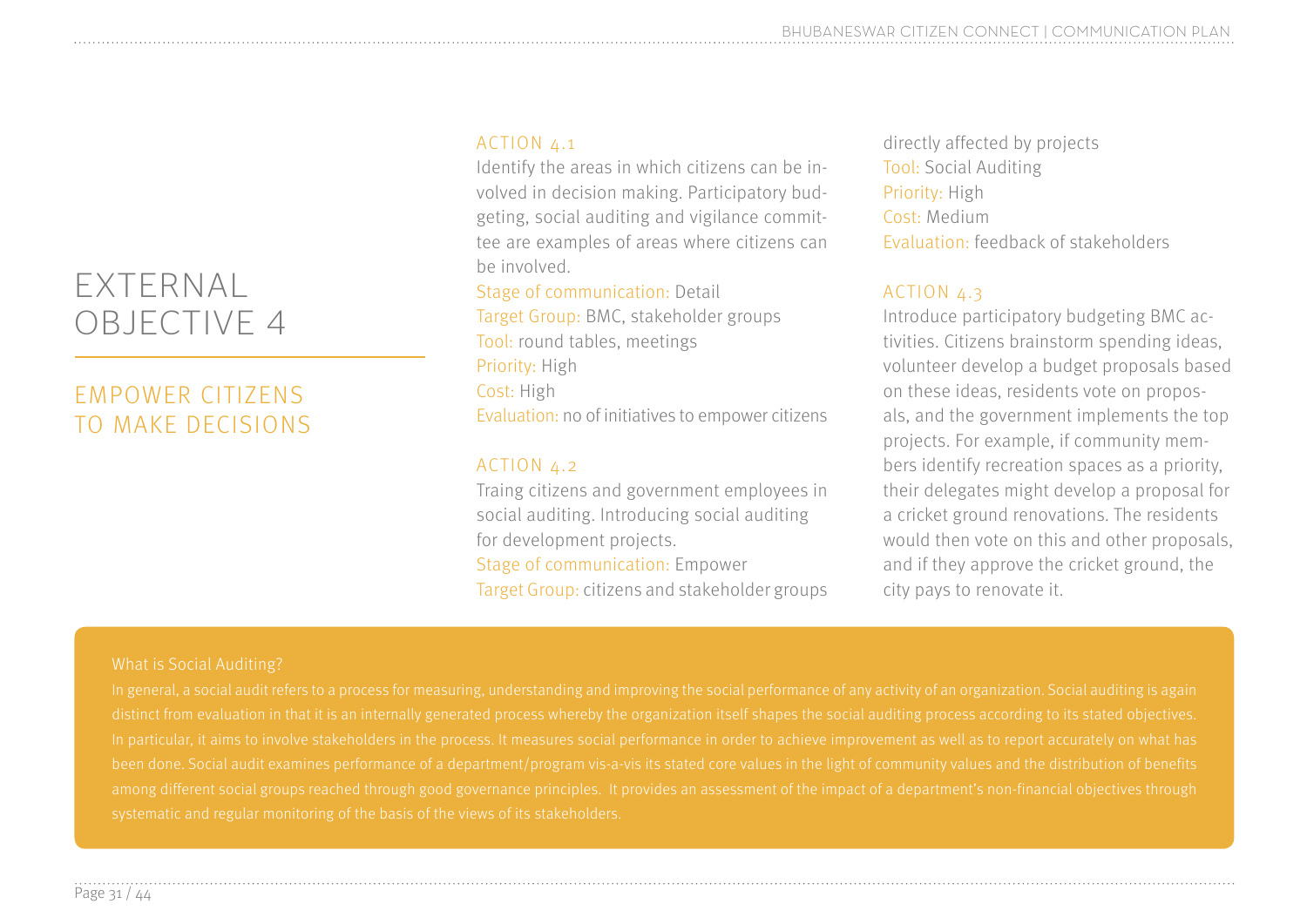# EXTERNAL OBJECTIVE 4

## EMPOWER CITIZENS TO MAKE DECISIONS

### ACTION 4.1

Identify the areas in which citizens can be involved in decision making. Participatory budgeting, social auditing and vigilance committee are examples of areas where citizens can be involved.

Stage of communication: Detail
Target Group: BMC, stakeholder groups
Tool: round tables, meetings
Priority: High
Cost: High
Evaluation: no of initiatives to empower citizens

### ACTION 4.2

Traing citizens and government employees in social auditing. Introducing social auditing for development projects.

Stage of communication: Empower
Target Group: citizens and stakeholder groups directly affected by projects
Tool: Social Auditing
Priority: High
Cost: Medium
Evaluation: feedback of stakeholders

### ACTION 4.3

Introduce participatory budgeting BMC activities. Citizens brainstorm spending ideas, volunteer develop a budget proposals based on these ideas, residents vote on proposals, and the government implements the top projects. For example, if community members identify recreation spaces as a priority, their delegates might develop a proposal for a cricket ground renovations. The residents would then vote on this and other proposals, and if they approve the cricket ground, the city pays to renovate it.

**What is Social Auditing?**

In general, a social audit refers to a process for measuring, understanding and improving the social performance of any activity of an organization. Social auditing is again distinct from evaluation in that it is an internally generated process whereby the organization itself shapes the social auditing process according to its stated objectives. In particular, it aims to involve stakeholders in the process. It measures social performance in order to achieve improvement as well as to report accurately on what has been done. Social audit examines performance of a department/program vis-a-vis its stated core values in the light of community values and the distribution of benefits among different social groups reached through good governance principles. It provides an assessment of the impact of a department's non-financial objectives through systematic and regular monitoring of the basis of the views of its stakeholders.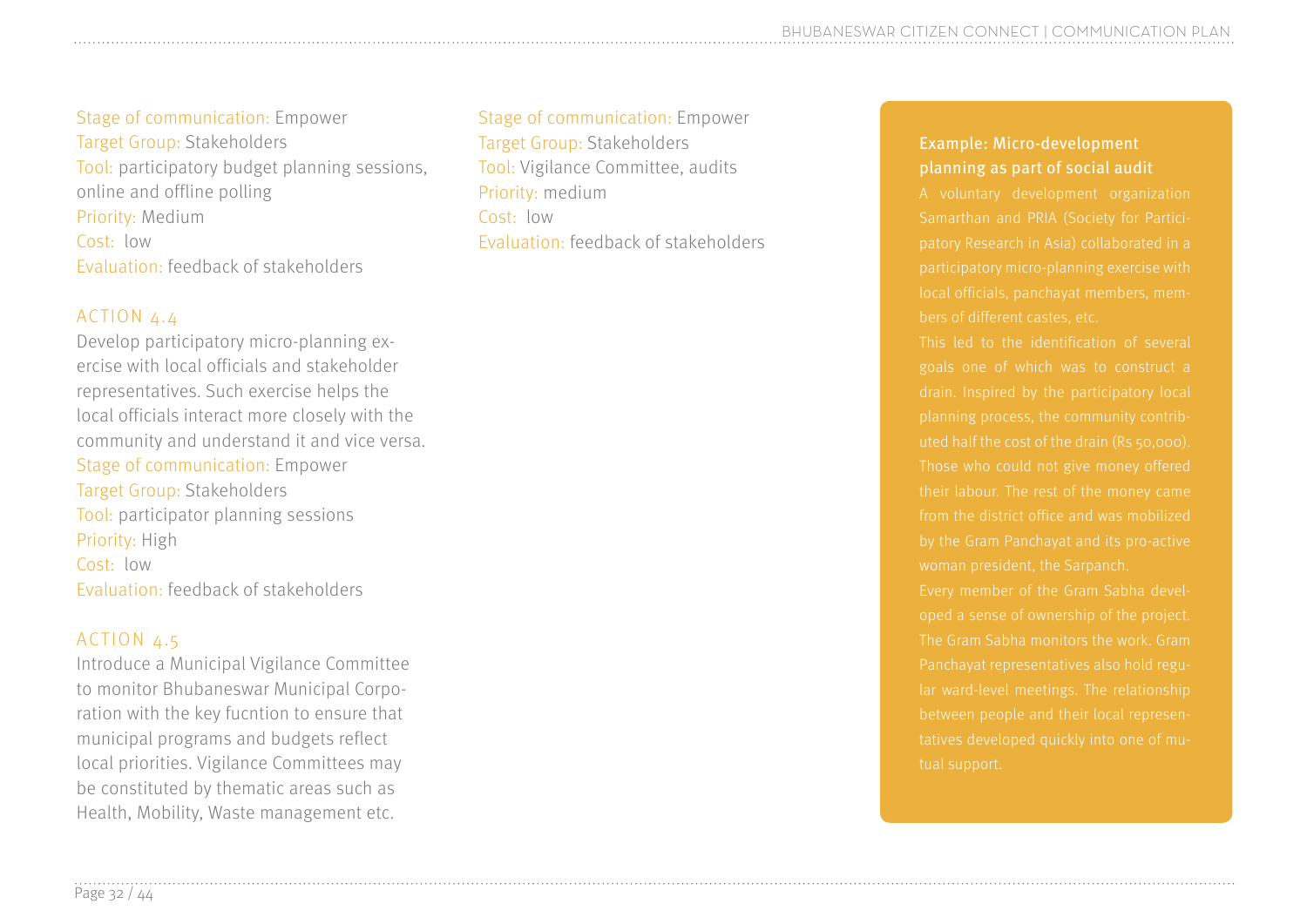Stage of communication: Empower
Target Group: Stakeholders
Tool: participatory budget planning sessions, online and offline polling
Priority: Medium
Cost: low
Evaluation: feedback of stakeholders

### ACTION 4.4

Develop participatory micro-planning exercise with local officials and stakeholder representatives. Such exercise helps the local officials interact more closely with the community and understand it and vice versa.

Stage of communication: Empower
Target Group: Stakeholders
Tool: participator planning sessions
Priority: High
Cost: low
Evaluation: feedback of stakeholders

### ACTION 4.5

Introduce a Municipal Vigilance Committee to monitor Bhubaneswar Municipal Corporation with the key fucntion to ensure that municipal programs and budgets reflect local priorities. Vigilance Committees may be constituted by thematic areas such as Health, Mobility, Waste management etc.

Stage of communication: Empower
Target Group: Stakeholders
Tool: Vigilance Committee, audits
Priority: medium
Cost: low
Evaluation: feedback of stakeholders

#### Example: Micro-development planning as part of social audit

A voluntary development organization Samarthan and PRIA (Society for Participatory Research in Asia) collaborated in a participatory micro-planning exercise with local officials, panchayat members, members of different castes, etc.

This led to the identification of several goals one of which was to construct a drain. Inspired by the participatory local planning process, the community contributed half the cost of the drain (Rs 50,000). Those who could not give money offered their labour. The rest of the money came from the district office and was mobilized by the Gram Panchayat and its pro-active woman president, the Sarpanch.

Every member of the Gram Sabha developed a sense of ownership of the project. The Gram Sabha monitors the work. Gram Panchayat representatives also hold regular ward-level meetings. The relationship between people and their local representatives developed quickly into one of mutual support.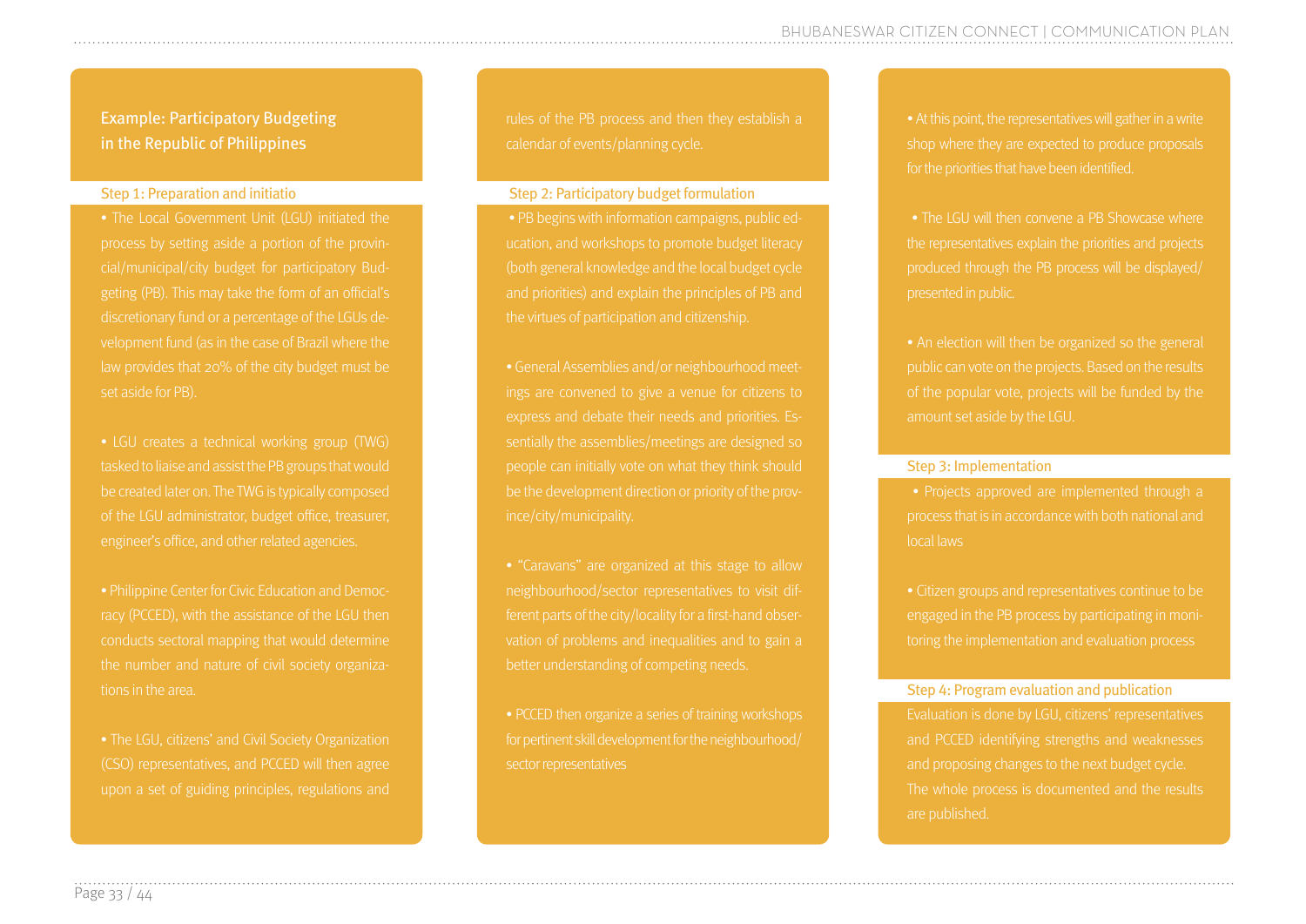## Example: Participatory Budgeting in the Republic of Philippines

### Step 1: Preparation and initiatio

- The Local Government Unit (LGU) initiated the process by setting aside a portion of the provincial/municipal/city budget for participatory Budgeting (PB). This may take the form of an official's discretionary fund or a percentage of the LGUs development fund (as in the case of Brazil where the law provides that 20% of the city budget must be set aside for PB).

- LGU creates a technical working group (TWG) tasked to liaise and assist the PB groups that would be created later on. The TWG is typically composed of the LGU administrator, budget office, treasurer, engineer's office, and other related agencies.

- Philippine Center for Civic Education and Democracy (PCCED), with the assistance of the LGU then conducts sectoral mapping that would determine the number and nature of civil society organizations in the area.

- The LGU, citizens' and Civil Society Organization (CSO) representatives, and PCCED will then agree upon a set of guiding principles, regulations and rules of the PB process and then they establish a calendar of events/planning cycle.

### Step 2: Participatory budget formulation

- PB begins with information campaigns, public education, and workshops to promote budget literacy (both general knowledge and the local budget cycle and priorities) and explain the principles of PB and the virtues of participation and citizenship.

- General Assemblies and/or neighbourhood meetings are convened to give a venue for citizens to express and debate their needs and priorities. Essentially the assemblies/meetings are designed so people can initially vote on what they think should be the development direction or priority of the province/city/municipality.

- "Caravans" are organized at this stage to allow neighbourhood/sector representatives to visit different parts of the city/locality for a first-hand observation of problems and inequalities and to gain a better understanding of competing needs.

- PCCED then organize a series of training workshops for pertinent skill development for the neighbourhood/sector representatives

- At this point, the representatives will gather in a write shop where they are expected to produce proposals for the priorities that have been identified.

- The LGU will then convene a PB Showcase where the representatives explain the priorities and projects produced through the PB process will be displayed/presented in public.

- An election will then be organized so the general public can vote on the projects. Based on the results of the popular vote, projects will be funded by the amount set aside by the LGU.

### Step 3: Implementation

- Projects approved are implemented through a process that is in accordance with both national and local laws

- Citizen groups and representatives continue to be engaged in the PB process by participating in monitoring the implementation and evaluation process

### Step 4: Program evaluation and publication

Evaluation is done by LGU, citizens' representatives and PCCED identifying strengths and weaknesses and proposing changes to the next budget cycle. The whole process is documented and the results are published.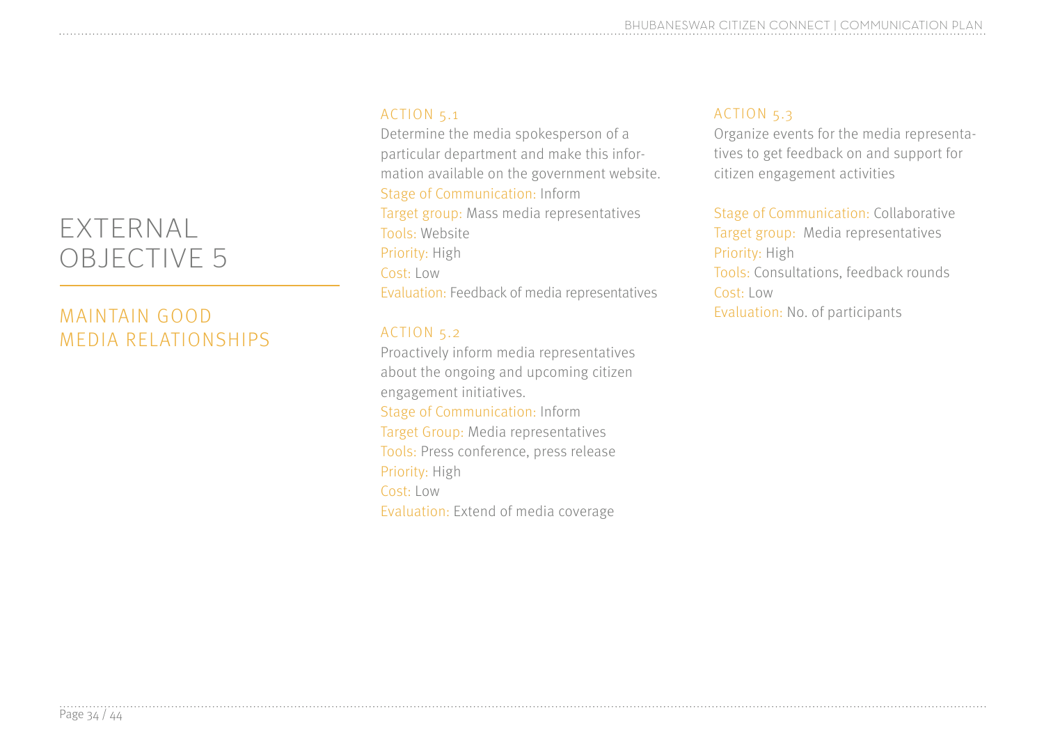# EXTERNAL OBJECTIVE 5

## MAINTAIN GOOD MEDIA RELATIONSHIPS

### ACTION 5.1

Determine the media spokesperson of a particular department and make this information available on the government website.

Stage of Communication: Inform
Target group: Mass media representatives
Tools: Website
Priority: High
Cost: Low
Evaluation: Feedback of media representatives

### ACTION 5.2

Proactively inform media representatives about the ongoing and upcoming citizen engagement initiatives.

Stage of Communication: Inform
Target Group: Media representatives
Tools: Press conference, press release
Priority: High
Cost: Low
Evaluation: Extend of media coverage

### ACTION 5.3

Organize events for the media representatives to get feedback on and support for citizen engagement activities

Stage of Communication: Collaborative
Target group: Media representatives
Priority: High
Tools: Consultations, feedback rounds
Cost: Low
Evaluation: No. of participants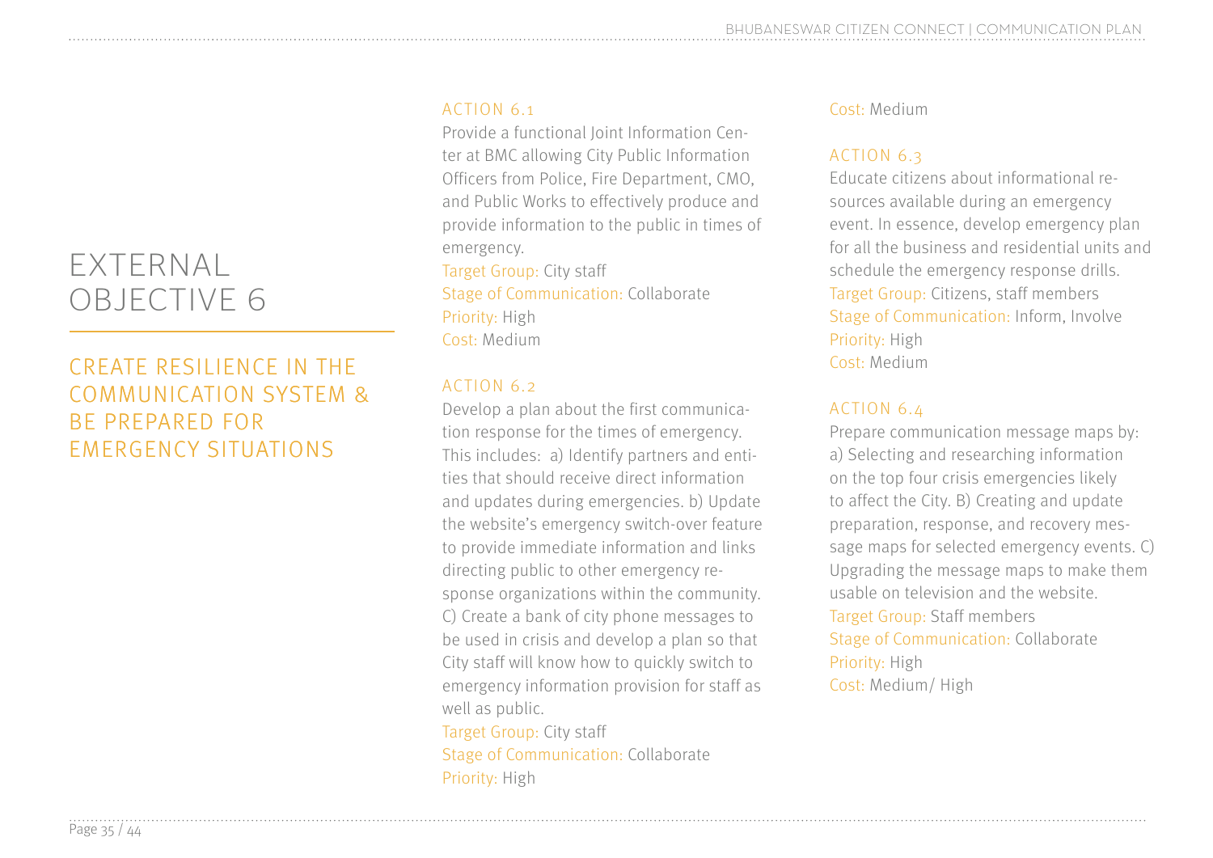# EXTERNAL OBJECTIVE 6

## CREATE RESILIENCE IN THE COMMUNICATION SYSTEM & BE PREPARED FOR EMERGENCY SITUATIONS

### ACTION 6.1

Provide a functional Joint Information Center at BMC allowing City Public Information Officers from Police, Fire Department, CMO, and Public Works to effectively produce and provide information to the public in times of emergency.

Target Group: City staff
Stage of Communication: Collaborate
Priority: High
Cost: Medium

### ACTION 6.2

Develop a plan about the first communication response for the times of emergency. This includes: a) Identify partners and entities that should receive direct information and updates during emergencies. b) Update the website's emergency switch-over feature to provide immediate information and links directing public to other emergency response organizations within the community. C) Create a bank of city phone messages to be used in crisis and develop a plan so that City staff will know how to quickly switch to emergency information provision for staff as well as public.

Target Group: City staff
Stage of Communication: Collaborate
Priority: High
Cost: Medium

### ACTION 6.3

Educate citizens about informational resources available during an emergency event. In essence, develop emergency plan for all the business and residential units and schedule the emergency response drills.

Target Group: Citizens, staff members
Stage of Communication: Inform, Involve
Priority: High
Cost: Medium

### ACTION 6.4

Prepare communication message maps by: a) Selecting and researching information on the top four crisis emergencies likely to affect the City. B) Creating and update preparation, response, and recovery message maps for selected emergency events. C) Upgrading the message maps to make them usable on television and the website.

Target Group: Staff members
Stage of Communication: Collaborate
Priority: High
Cost: Medium/ High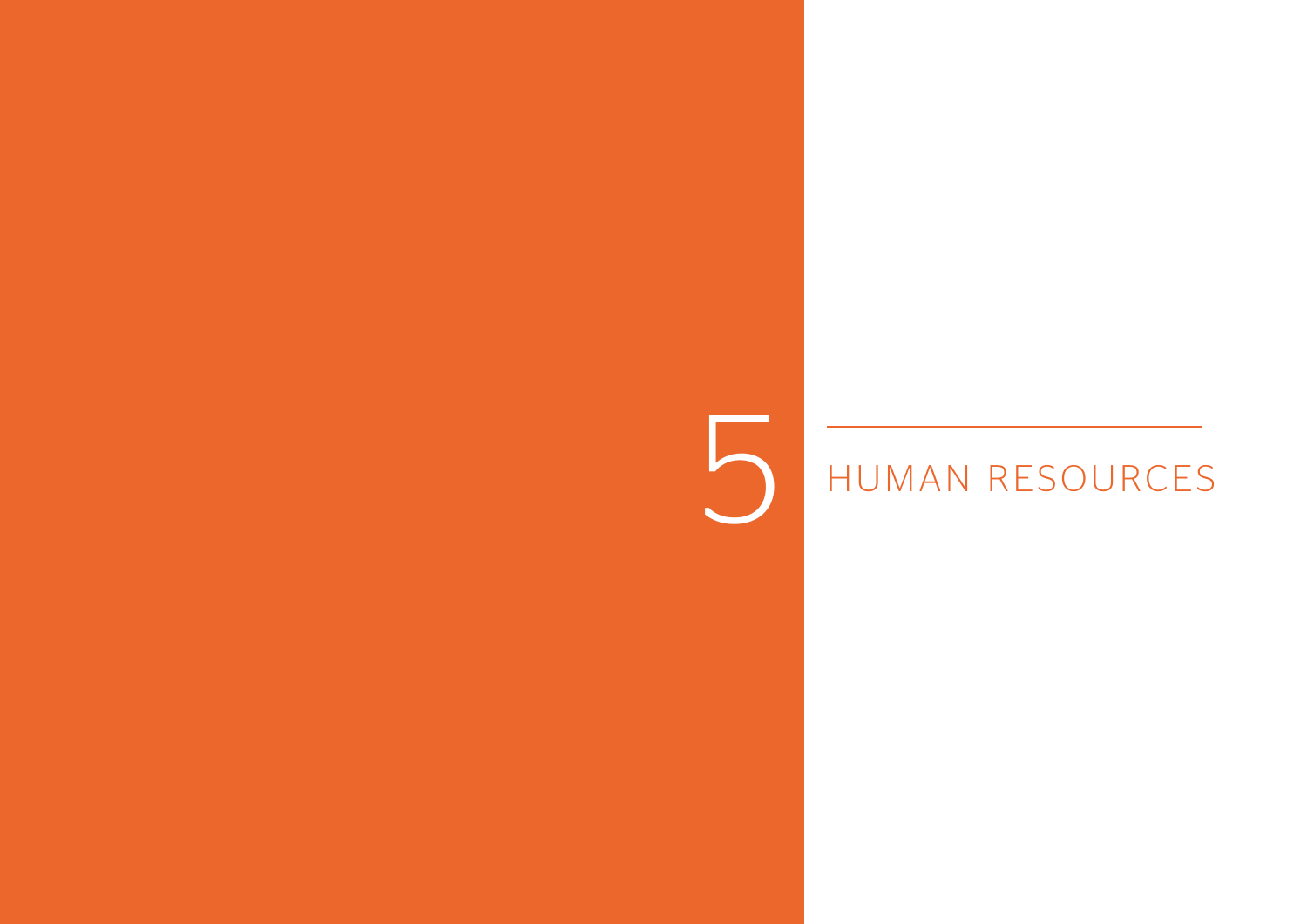# 5 HUMAN RESOURCES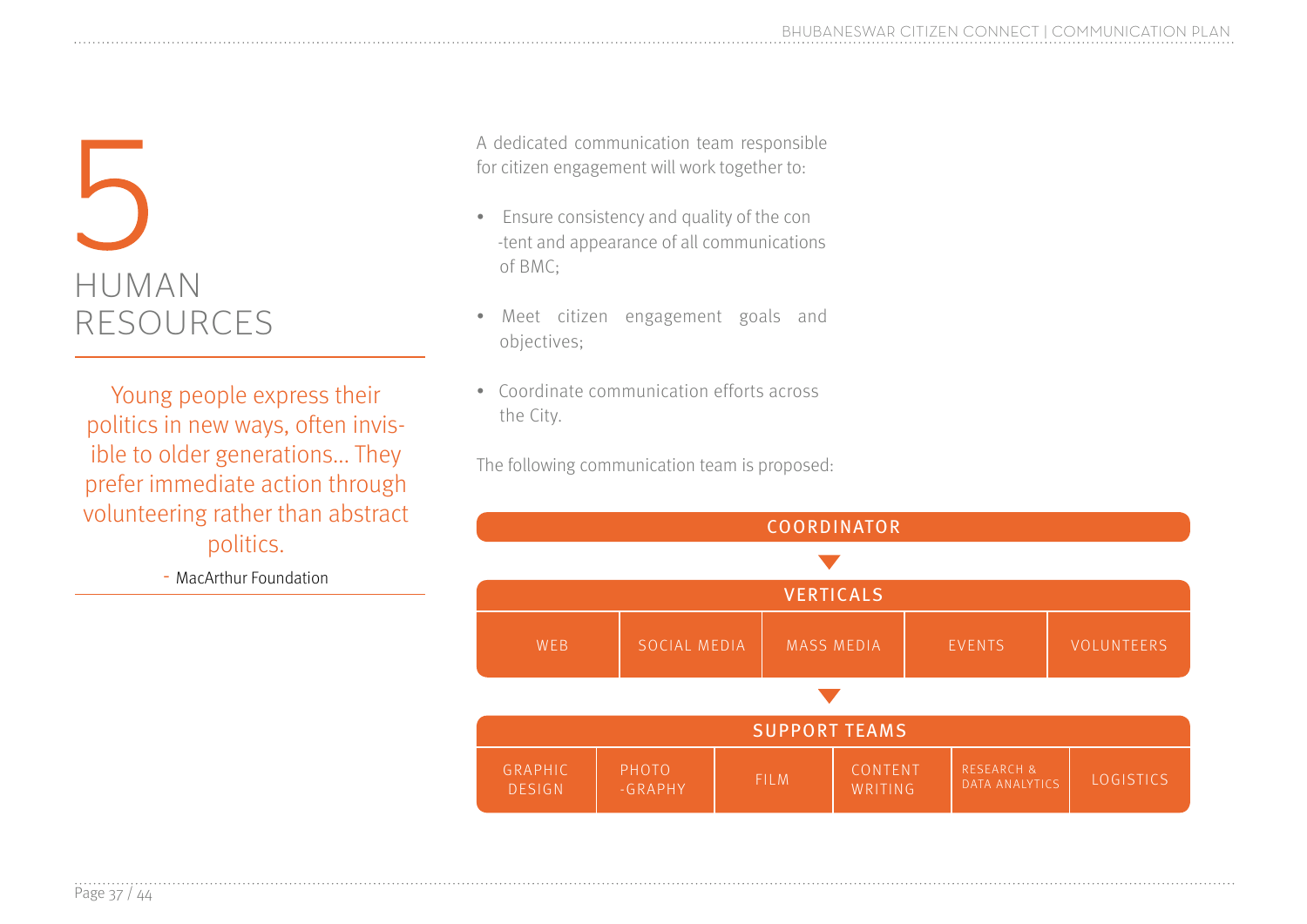# 5 HUMAN RESOURCES

> Young people express their politics in new ways, often invisible to older generations... They prefer immediate action through volunteering rather than abstract politics.
>
> - MacArthur Foundation

A dedicated communication team responsible for citizen engagement will work together to:

- Ensure consistency and quality of the content and appearance of all communications of BMC;
- Meet citizen engagement goals and objectives;
- Coordinate communication efforts across the City.

The following communication team is proposed:

**COORDINATOR**

▼

**VERTICALS**

| WEB | SOCIAL MEDIA | MASS MEDIA | EVENTS | VOLUNTEERS |
|---|---|---|---|---|

▼

**SUPPORT TEAMS**

| GRAPHIC DESIGN | PHOTO-GRAPHY | FILM | CONTENT WRITING | RESEARCH & DATA ANALYTICS | LOGISTICS |
|---|---|---|---|---|---|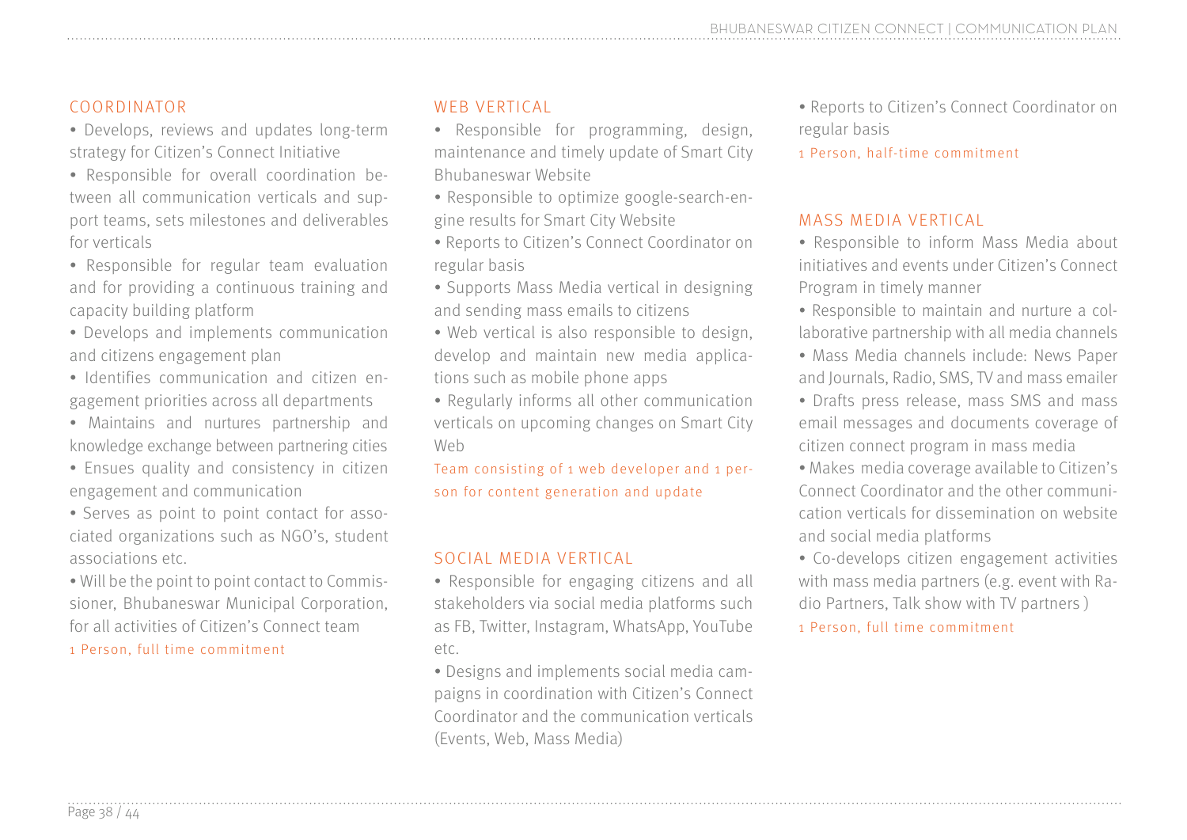## COORDINATOR

- Develops, reviews and updates long-term strategy for Citizen's Connect Initiative
- Responsible for overall coordination between all communication verticals and support teams, sets milestones and deliverables for verticals
- Responsible for regular team evaluation and for providing a continuous training and capacity building platform
- Develops and implements communication and citizens engagement plan
- Identifies communication and citizen engagement priorities across all departments
- Maintains and nurtures partnership and knowledge exchange between partnering cities
- Ensues quality and consistency in citizen engagement and communication
- Serves as point to point contact for associated organizations such as NGO's, student associations etc.
- Will be the point to point contact to Commissioner, Bhubaneswar Municipal Corporation, for all activities of Citizen's Connect team

1 Person, full time commitment

## WEB VERTICAL

- Responsible for programming, design, maintenance and timely update of Smart City Bhubaneswar Website
- Responsible to optimize google-search-engine results for Smart City Website
- Reports to Citizen's Connect Coordinator on regular basis
- Supports Mass Media vertical in designing and sending mass emails to citizens
- Web vertical is also responsible to design, develop and maintain new media applications such as mobile phone apps
- Regularly informs all other communication verticals on upcoming changes on Smart City Web

Team consisting of 1 web developer and 1 person for content generation and update

## SOCIAL MEDIA VERTICAL

- Responsible for engaging citizens and all stakeholders via social media platforms such as FB, Twitter, Instagram, WhatsApp, YouTube etc.
- Designs and implements social media campaigns in coordination with Citizen's Connect Coordinator and the communication verticals (Events, Web, Mass Media)
- Reports to Citizen's Connect Coordinator on regular basis

1 Person, half-time commitment

## MASS MEDIA VERTICAL

- Responsible to inform Mass Media about initiatives and events under Citizen's Connect Program in timely manner
- Responsible to maintain and nurture a collaborative partnership with all media channels
- Mass Media channels include: News Paper and Journals, Radio, SMS, TV and mass emailer
- Drafts press release, mass SMS and mass email messages and documents coverage of citizen connect program in mass media
- Makes media coverage available to Citizen's Connect Coordinator and the other communication verticals for dissemination on website and social media platforms
- Co-develops citizen engagement activities with mass media partners (e.g. event with Radio Partners, Talk show with TV partners )

1 Person, full time commitment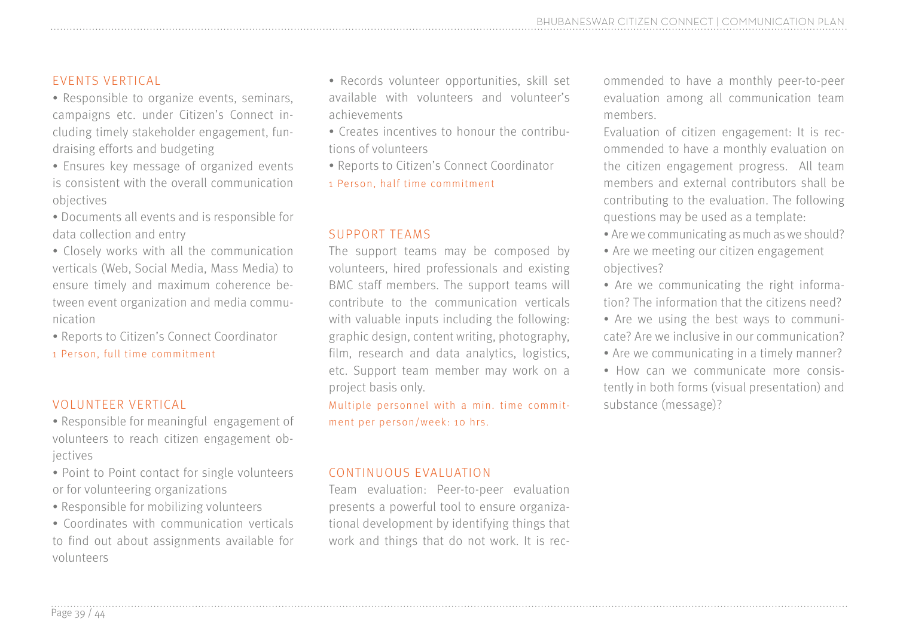## EVENTS VERTICAL

- Responsible to organize events, seminars, campaigns etc. under Citizen's Connect including timely stakeholder engagement, fundraising efforts and budgeting
- Ensures key message of organized events is consistent with the overall communication objectives
- Documents all events and is responsible for data collection and entry
- Closely works with all the communication verticals (Web, Social Media, Mass Media) to ensure timely and maximum coherence between event organization and media communication
- Reports to Citizen's Connect Coordinator

1 Person, full time commitment

## VOLUNTEER VERTICAL

- Responsible for meaningful engagement of volunteers to reach citizen engagement objectives
- Point to Point contact for single volunteers or for volunteering organizations
- Responsible for mobilizing volunteers
- Coordinates with communication verticals to find out about assignments available for volunteers
- Records volunteer opportunities, skill set available with volunteers and volunteer's achievements
- Creates incentives to honour the contributions of volunteers
- Reports to Citizen's Connect Coordinator

1 Person, half time commitment

## SUPPORT TEAMS

The support teams may be composed by volunteers, hired professionals and existing BMC staff members. The support teams will contribute to the communication verticals with valuable inputs including the following: graphic design, content writing, photography, film, research and data analytics, logistics, etc. Support team member may work on a project basis only.

Multiple personnel with a min. time commitment per person/week: 10 hrs.

## CONTINUOUS EVALUATION

Team evaluation: Peer-to-peer evaluation presents a powerful tool to ensure organizational development by identifying things that work and things that do not work. It is recommended to have a monthly peer-to-peer evaluation among all communication team members.

Evaluation of citizen engagement: It is recommended to have a monthly evaluation on the citizen engagement progress. All team members and external contributors shall be contributing to the evaluation. The following questions may be used as a template:

- Are we communicating as much as we should?
- Are we meeting our citizen engagement objectives?
- Are we communicating the right information? The information that the citizens need?
- Are we using the best ways to communicate? Are we inclusive in our communication?
- Are we communicating in a timely manner?
- How can we communicate more consistently in both forms (visual presentation) and substance (message)?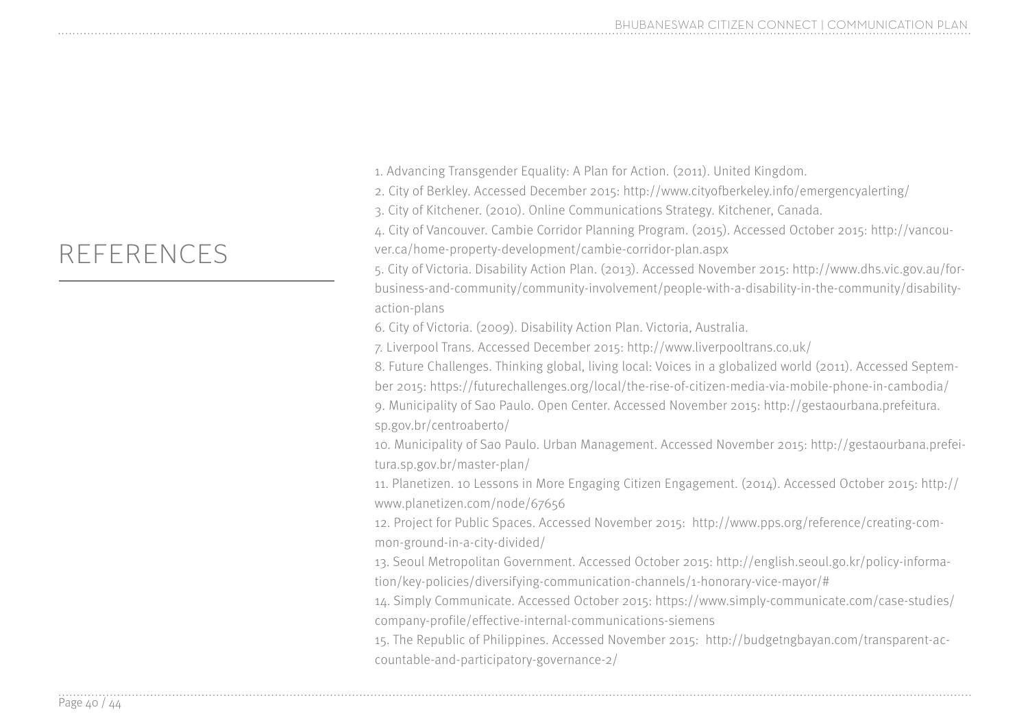# REFERENCES

1. Advancing Transgender Equality: A Plan for Action. (2011). United Kingdom.
2. City of Berkley. Accessed December 2015: http://www.cityofberkeley.info/emergencyalerting/
3. City of Kitchener. (2010). Online Communications Strategy. Kitchener, Canada.
4. City of Vancouver. Cambie Corridor Planning Program. (2015). Accessed October 2015: http://vancouver.ca/home-property-development/cambie-corridor-plan.aspx
5. City of Victoria. Disability Action Plan. (2013). Accessed November 2015: http://www.dhs.vic.gov.au/for-business-and-community/community-involvement/people-with-a-disability-in-the-community/disability-action-plans
6. City of Victoria. (2009). Disability Action Plan. Victoria, Australia.
7. Liverpool Trans. Accessed December 2015: http://www.liverpooltrans.co.uk/
8. Future Challenges. Thinking global, living local: Voices in a globalized world (2011). Accessed September 2015: https://futurechallenges.org/local/the-rise-of-citizen-media-via-mobile-phone-in-cambodia/
9. Municipality of Sao Paulo. Open Center. Accessed November 2015: http://gestaourbana.prefeitura.sp.gov.br/centroaberto/
10. Municipality of Sao Paulo. Urban Management. Accessed November 2015: http://gestaourbana.prefeitura.sp.gov.br/master-plan/
11. Planetizen. 10 Lessons in More Engaging Citizen Engagement. (2014). Accessed October 2015: http://www.planetizen.com/node/67656
12. Project for Public Spaces. Accessed November 2015: http://www.pps.org/reference/creating-common-ground-in-a-city-divided/
13. Seoul Metropolitan Government. Accessed October 2015: http://english.seoul.go.kr/policy-information/key-policies/diversifying-communication-channels/1-honorary-vice-mayor/#
14. Simply Communicate. Accessed October 2015: https://www.simply-communicate.com/case-studies/company-profile/effective-internal-communications-siemens
15. The Republic of Philippines. Accessed November 2015: http://budgetngbayan.com/transparent-accountable-and-participatory-governance-2/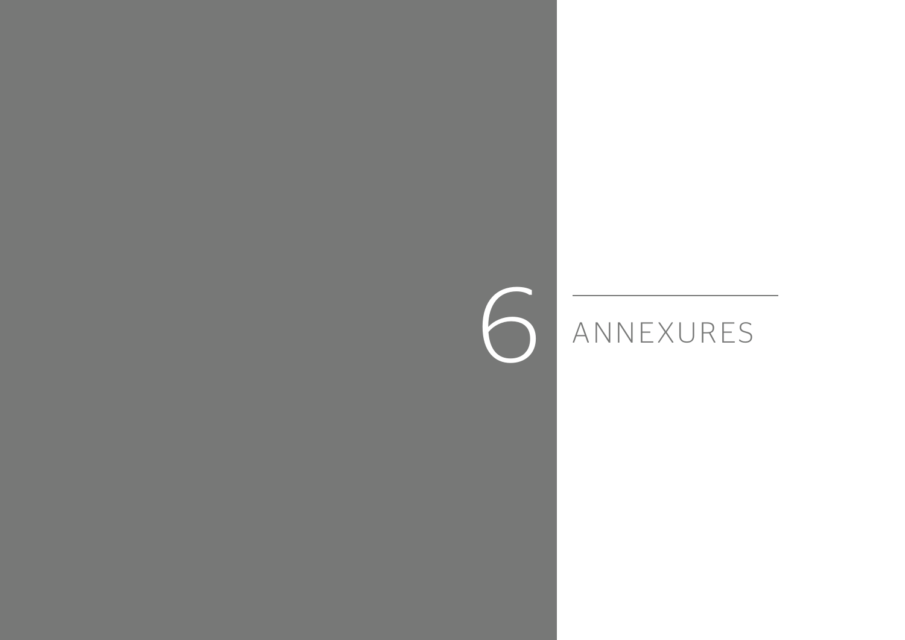# 6 ANNEXURES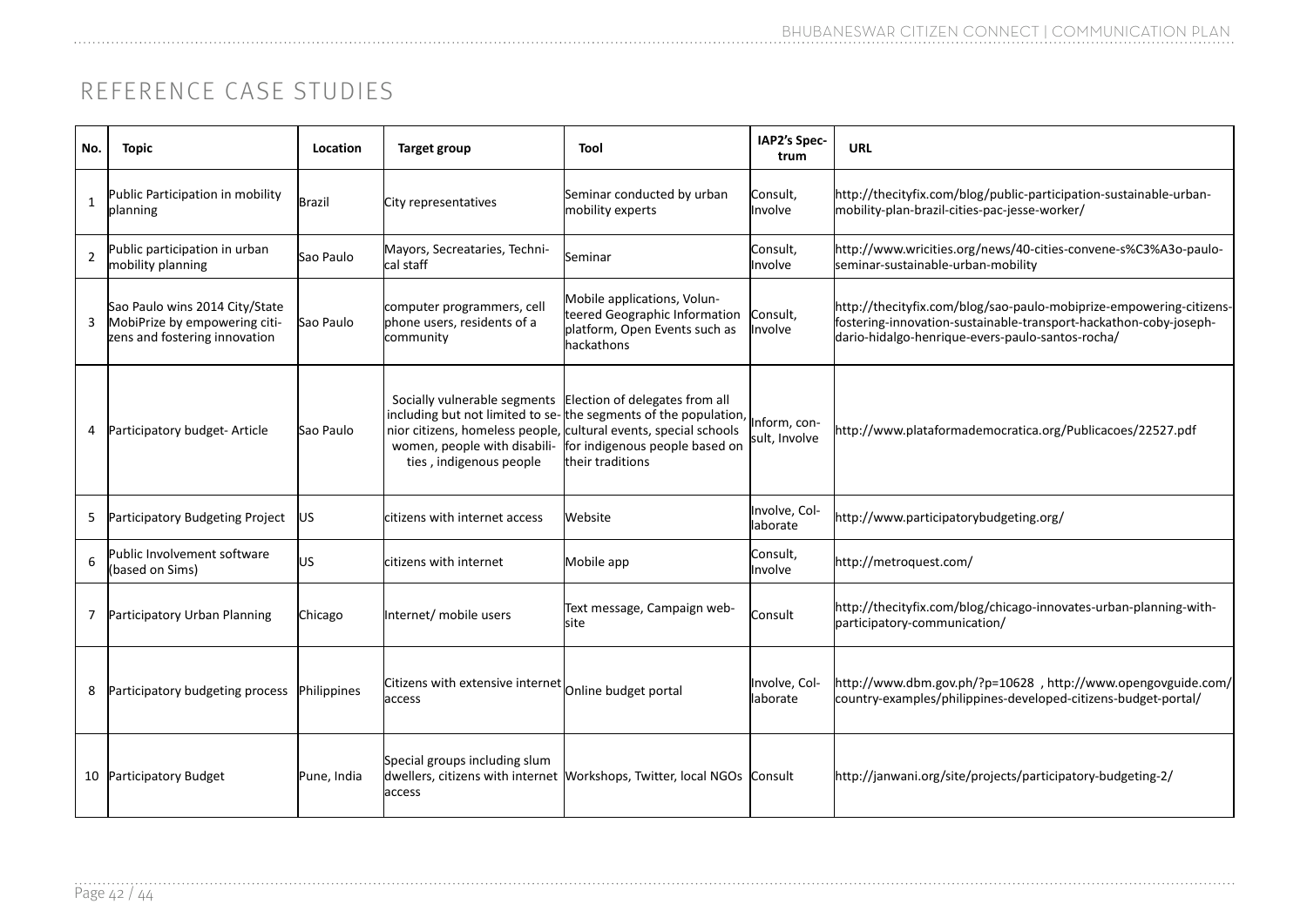# REFERENCE CASE STUDIES

| No. | Topic | Location | Target group | Tool | IAP2's Spectrum | URL |
|---|---|---|---|---|---|---|
| 1 | Public Participation in mobility planning | Brazil | City representatives | Seminar conducted by urban mobility experts | Consult, Involve | http://thecityfix.com/blog/public-participation-sustainable-urban-mobility-plan-brazil-cities-pac-jesse-worker/ |
| 2 | Public participation in urban mobility planning | Sao Paulo | Mayors, Secreataries, Technical staff | Seminar | Consult, Involve | http://www.wricities.org/news/40-cities-convene-s%C3%A3o-paulo-seminar-sustainable-urban-mobility |
| 3 | Sao Paulo wins 2014 City/State MobiPrize by empowering citizens and fostering innovation | Sao Paulo | computer programmers, cell phone users, residents of a community | Mobile applications, Volunteered Geographic Information platform, Open Events such as hackathons | Consult, Involve | http://thecityfix.com/blog/sao-paulo-mobiprize-empowering-citizens-fostering-innovation-sustainable-transport-hackathon-coby-joseph-dario-hidalgo-henrique-evers-paulo-santos-rocha/ |
| 4 | Participatory budget- Article | Sao Paulo | Socially vulnerable segments including but not limited to senior citizens, homeless people, women, people with disabilities , indigenous people | Election of delegates from all the segments of the population, cultural events, special schools for indigenous people based on their traditions | Inform, consult, Involve | http://www.plataformademocratica.org/Publicacoes/22527.pdf |
| 5 | Participatory Budgeting Project | US | citizens with internet access | Website | Involve, Collaborate | http://www.participatorybudgeting.org/ |
| 6 | Public Involvement software (based on Sims) | US | citizens with internet | Mobile app | Consult, Involve | http://metroquest.com/ |
| 7 | Participatory Urban Planning | Chicago | Internet/ mobile users | Text message, Campaign website | Consult | http://thecityfix.com/blog/chicago-innovates-urban-planning-with-participatory-communication/ |
| 8 | Participatory budgeting process | Philippines | Citizens with extensive internet access | Online budget portal | Involve, Collaborate | http://www.dbm.gov.ph/?p=10628 , http://www.opengovguide.com/country-examples/philippines-developed-citizens-budget-portal/ |
| 10 | Participatory Budget | Pune, India | Special groups including slum dwellers, citizens with internet access | Workshops, Twitter, local NGOs | Consult | http://janwani.org/site/projects/participatory-budgeting-2/ |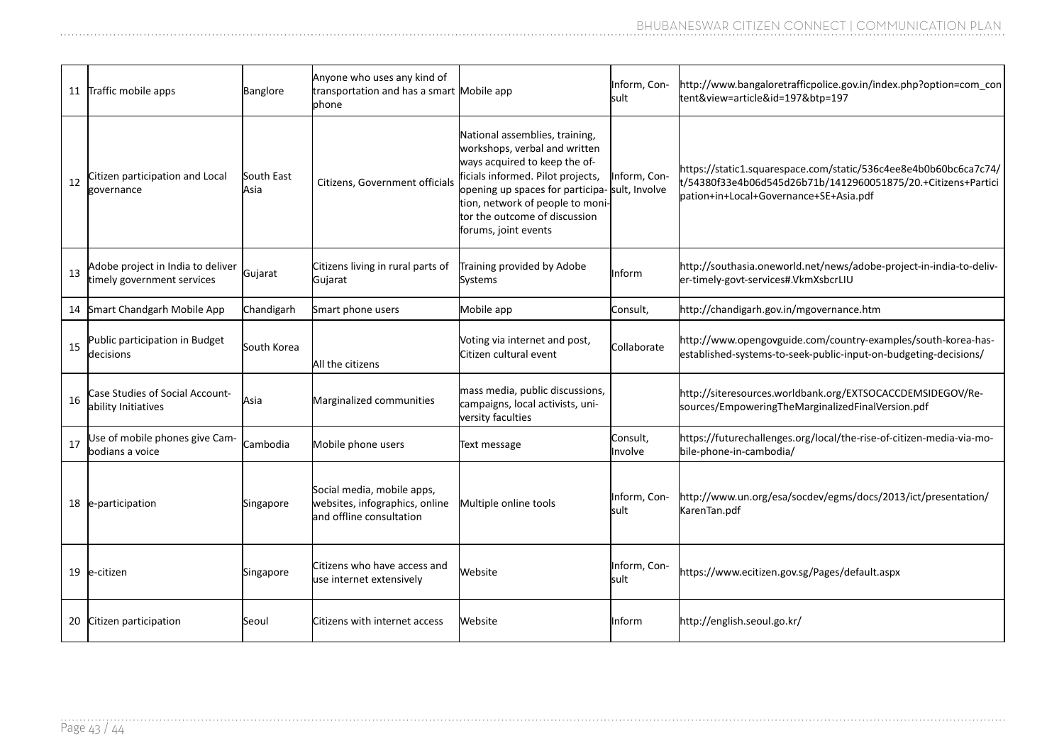| | | | | | | |
|---|---|---|---|---|---|---|
| 11 | Traffic mobile apps | Banglore | Anyone who uses any kind of transportation and has a smart phone | Mobile app | Inform, Consult | http://www.bangaloretrafficpolice.gov.in/index.php?option=com_content&view=article&id=197&btp=197 |
| 12 | Citizen participation and Local governance | South East Asia | Citizens, Government officials | National assemblies, training, workshops, verbal and written ways acquired to keep the officials informed. Pilot projects, opening up spaces for participation, network of people to monitor the outcome of discussion forums, joint events | Inform, Consult, Involve | https://static1.squarespace.com/static/536c4ee8e4b0b60bc6ca7c74/t/54380f33e4b06d545d26b71b/1412960051875/20.+Citizens+Participation+in+Local+Governance+SE+Asia.pdf |
| 13 | Adobe project in India to deliver timely government services | Gujarat | Citizens living in rural parts of Gujarat | Training provided by Adobe Systems | Inform | http://southasia.oneworld.net/news/adobe-project-in-india-to-deliver-timely-govt-services#.VkmXsbcrLIU |
| 14 | Smart Chandgarh Mobile App | Chandigarh | Smart phone users | Mobile app | Consult, | http://chandigarh.gov.in/mgovernance.htm |
| 15 | Public participation in Budget decisions | South Korea | All the citizens | Voting via internet and post, Citizen cultural event | Collaborate | http://www.opengovguide.com/country-examples/south-korea-has-established-systems-to-seek-public-input-on-budgeting-decisions/ |
| 16 | Case Studies of Social Accountability Initiatives | Asia | Marginalized communities | mass media, public discussions, campaigns, local activists, university faculties | | http://siteresources.worldbank.org/EXTSOCACCDEMSIDEGOV/Resources/EmpoweringTheMarginalizedFinalVersion.pdf |
| 17 | Use of mobile phones give Cambodians a voice | Cambodia | Mobile phone users | Text message | Consult, Involve | https://futurechallenges.org/local/the-rise-of-citizen-media-via-mobile-phone-in-cambodia/ |
| 18 | e-participation | Singapore | Social media, mobile apps, websites, infographics, online and offline consultation | Multiple online tools | Inform, Consult | http://www.un.org/esa/socdev/egms/docs/2013/ict/presentation/KarenTan.pdf |
| 19 | e-citizen | Singapore | Citizens who have access and use internet extensively | Website | Inform, Consult | https://www.ecitizen.gov.sg/Pages/default.aspx |
| 20 | Citizen participation | Seoul | Citizens with internet access | Website | Inform | http://english.seoul.go.kr/ |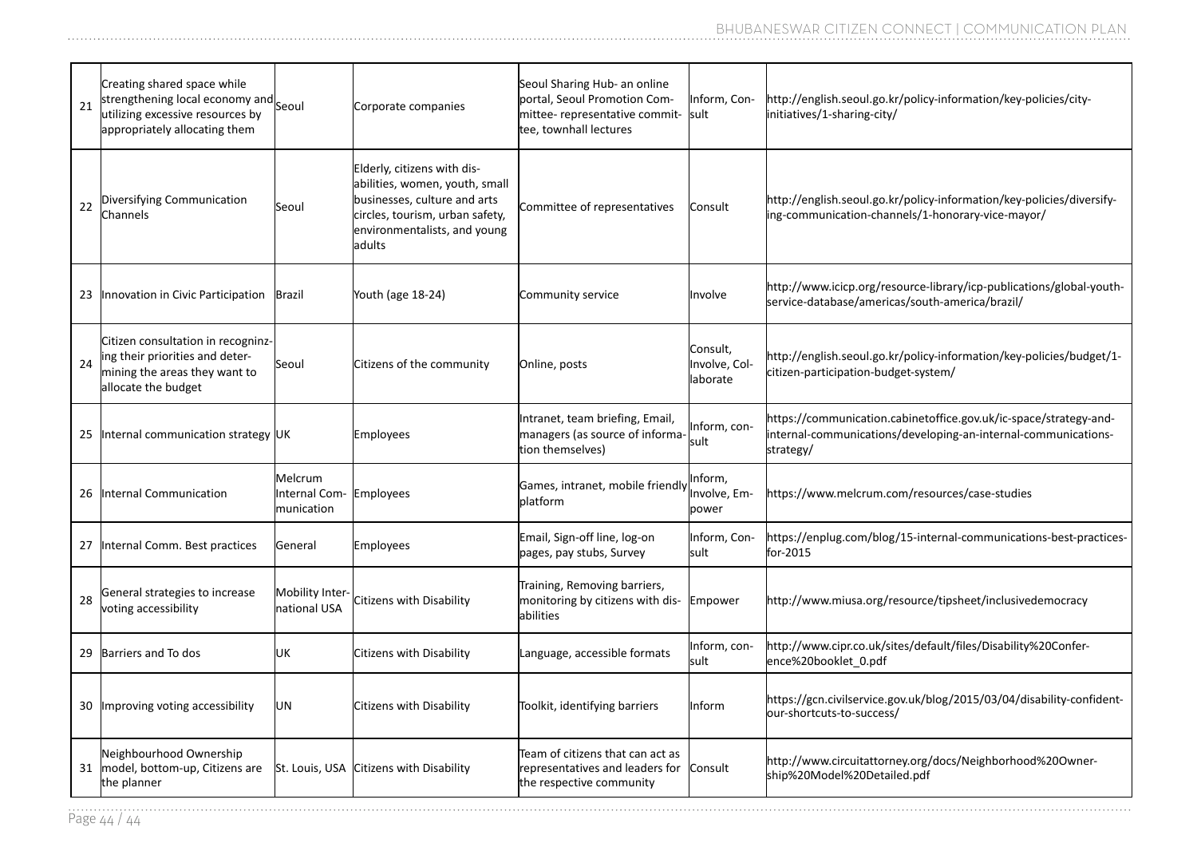| | | | | | | |
|---|---|---|---|---|---|---|
| 21 | Creating shared space while strengthening local economy and utilizing excessive resources by appropriately allocating them | Seoul | Corporate companies | Seoul Sharing Hub- an online portal, Seoul Promotion Committee- representative committee, townhall lectures | Inform, Consult | http://english.seoul.go.kr/policy-information/key-policies/city-initiatives/1-sharing-city/ |
| 22 | Diversifying Communication Channels | Seoul | Elderly, citizens with disabilities, women, youth, small businesses, culture and arts circles, tourism, urban safety, environmentalists, and young adults | Committee of representatives | Consult | http://english.seoul.go.kr/policy-information/key-policies/diversifying-communication-channels/1-honorary-vice-mayor/ |
| 23 | Innovation in Civic Participation | Brazil | Youth (age 18-24) | Community service | Involve | http://www.icicp.org/resource-library/icp-publications/global-youth-service-database/americas/south-america/brazil/ |
| 24 | Citizen consultation in recognizing their priorities and determining the areas they want to allocate the budget | Seoul | Citizens of the community | Online, posts | Consult, Involve, Collaborate | http://english.seoul.go.kr/policy-information/key-policies/budget/1-citizen-participation-budget-system/ |
| 25 | Internal communication strategy | UK | Employees | Intranet, team briefing, Email, managers (as source of information themselves) | Inform, consult | https://communication.cabinetoffice.gov.uk/ic-space/strategy-and-internal-communications/developing-an-internal-communications-strategy/ |
| 26 | Internal Communication | Melcrum Internal Communication | Employees | Games, intranet, mobile friendly platform | Inform, Involve, Empower | https://www.melcrum.com/resources/case-studies |
| 27 | Internal Comm. Best practices | General | Employees | Email, Sign-off line, log-on pages, pay stubs, Survey | Inform, Consult | https://enplug.com/blog/15-internal-communications-best-practices-for-2015 |
| 28 | General strategies to increase voting accessibility | Mobility International USA | Citizens with Disability | Training, Removing barriers, monitoring by citizens with disabilities | Empower | http://www.miusa.org/resource/tipsheet/inclusivedemocracy |
| 29 | Barriers and To dos | UK | Citizens with Disability | Language, accessible formats | Inform, consult | http://www.cipr.co.uk/sites/default/files/Disability%20Conference%20booklet_0.pdf |
| 30 | Improving voting accessibility | UN | Citizens with Disability | Toolkit, identifying barriers | Inform | https://gcn.civilservice.gov.uk/blog/2015/03/04/disability-confident-our-shortcuts-to-success/ |
| 31 | Neighbourhood Ownership model, bottom-up, Citizens are the planner | St. Louis, USA | Citizens with Disability | Team of citizens that can act as representatives and leaders for the respective community | Consult | http://www.circuitattorney.org/docs/Neighborhood%20Ownership%20Model%20Detailed.pdf |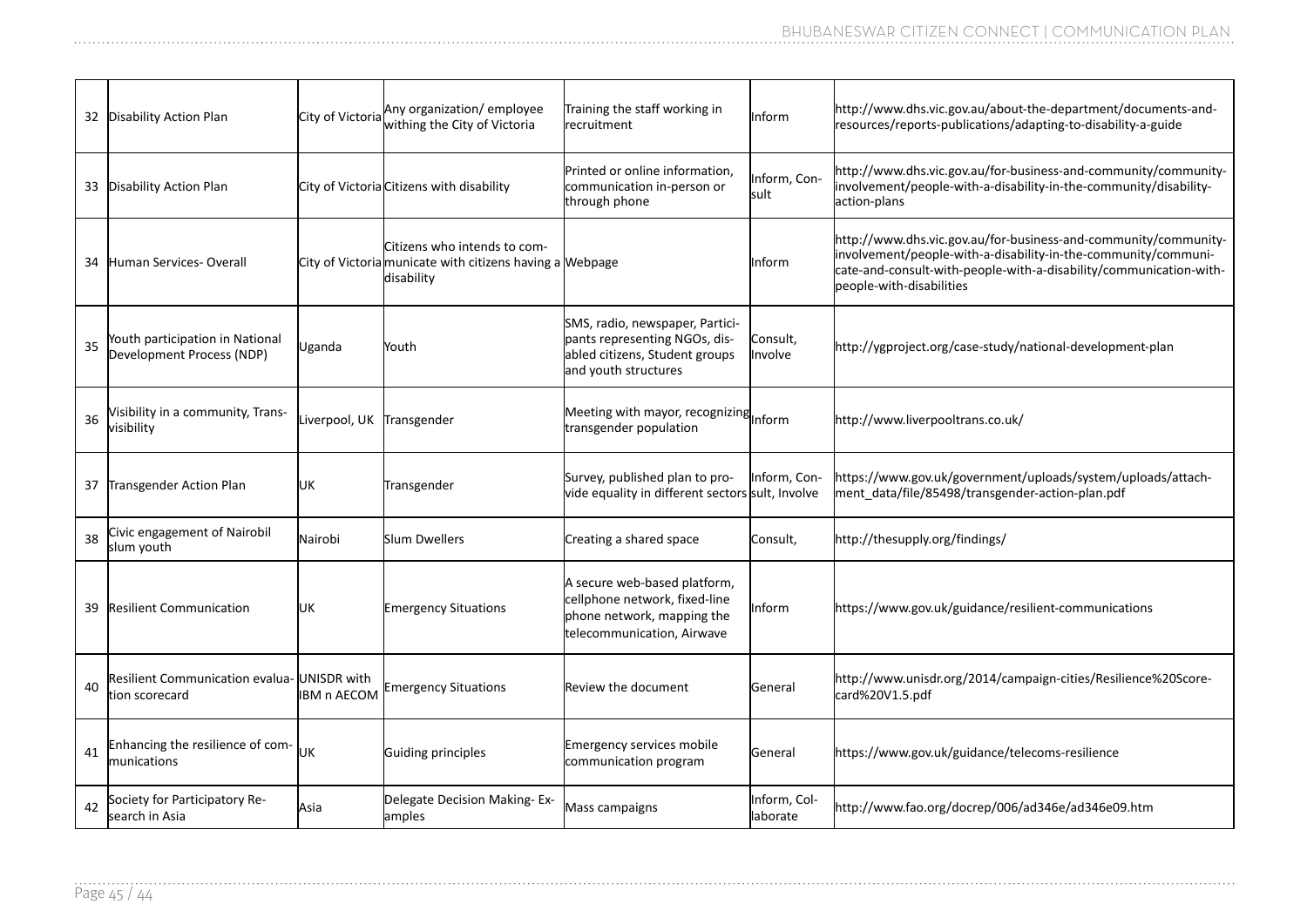| | | | | | | |
|---|---|---|---|---|---|---|
| 32 | Disability Action Plan | City of Victoria | Any organization/ employee withing the City of Victoria | Training the staff working in recruitment | Inform | http://www.dhs.vic.gov.au/about-the-department/documents-and-resources/reports-publications/adapting-to-disability-a-guide |
| 33 | Disability Action Plan | City of Victoria | Citizens with disability | Printed or online information, communication in-person or through phone | Inform, Consult | http://www.dhs.vic.gov.au/for-business-and-community/community-involvement/people-with-a-disability-in-the-community/disability-action-plans |
| 34 | Human Services- Overall | City of Victoria | Citizens who intends to communicate with citizens having a disability | Webpage | Inform | http://www.dhs.vic.gov.au/for-business-and-community/community-involvement/people-with-a-disability-in-the-community/communicate-and-consult-with-people-with-a-disability/communication-with-people-with-disabilities |
| 35 | Youth participation in National Development Process (NDP) | Uganda | Youth | SMS, radio, newspaper, Participants representing NGOs, disabled citizens, Student groups and youth structures | Consult, Involve | http://ygproject.org/case-study/national-development-plan |
| 36 | Visibility in a community, Trans-visibility | Liverpool, UK | Transgender | Meeting with mayor, recognizing transgender population | Inform | http://www.liverpooltrans.co.uk/ |
| 37 | Transgender Action Plan | UK | Transgender | Survey, published plan to provide equality in different sectors | Inform, Consult, Involve | https://www.gov.uk/government/uploads/system/uploads/attachment_data/file/85498/transgender-action-plan.pdf |
| 38 | Civic engagement of Nairobil slum youth | Nairobi | Slum Dwellers | Creating a shared space | Consult, | http://thesupply.org/findings/ |
| 39 | Resilient Communication | UK | Emergency Situations | A secure web-based platform, cellphone network, fixed-line phone network, mapping the telecommunication, Airwave | Inform | https://www.gov.uk/guidance/resilient-communications |
| 40 | Resilient Communication evaluation scorecard | UNISDR with IBM n AECOM | Emergency Situations | Review the document | General | http://www.unisdr.org/2014/campaign-cities/Resilience%20Scorecard%20V1.5.pdf |
| 41 | Enhancing the resilience of communications | UK | Guiding principles | Emergency services mobile communication program | General | https://www.gov.uk/guidance/telecoms-resilience |
| 42 | Society for Participatory Research in Asia | Asia | Delegate Decision Making- Examples | Mass campaigns | Inform, Collaborate | http://www.fao.org/docrep/006/ad346e/ad346e09.htm |